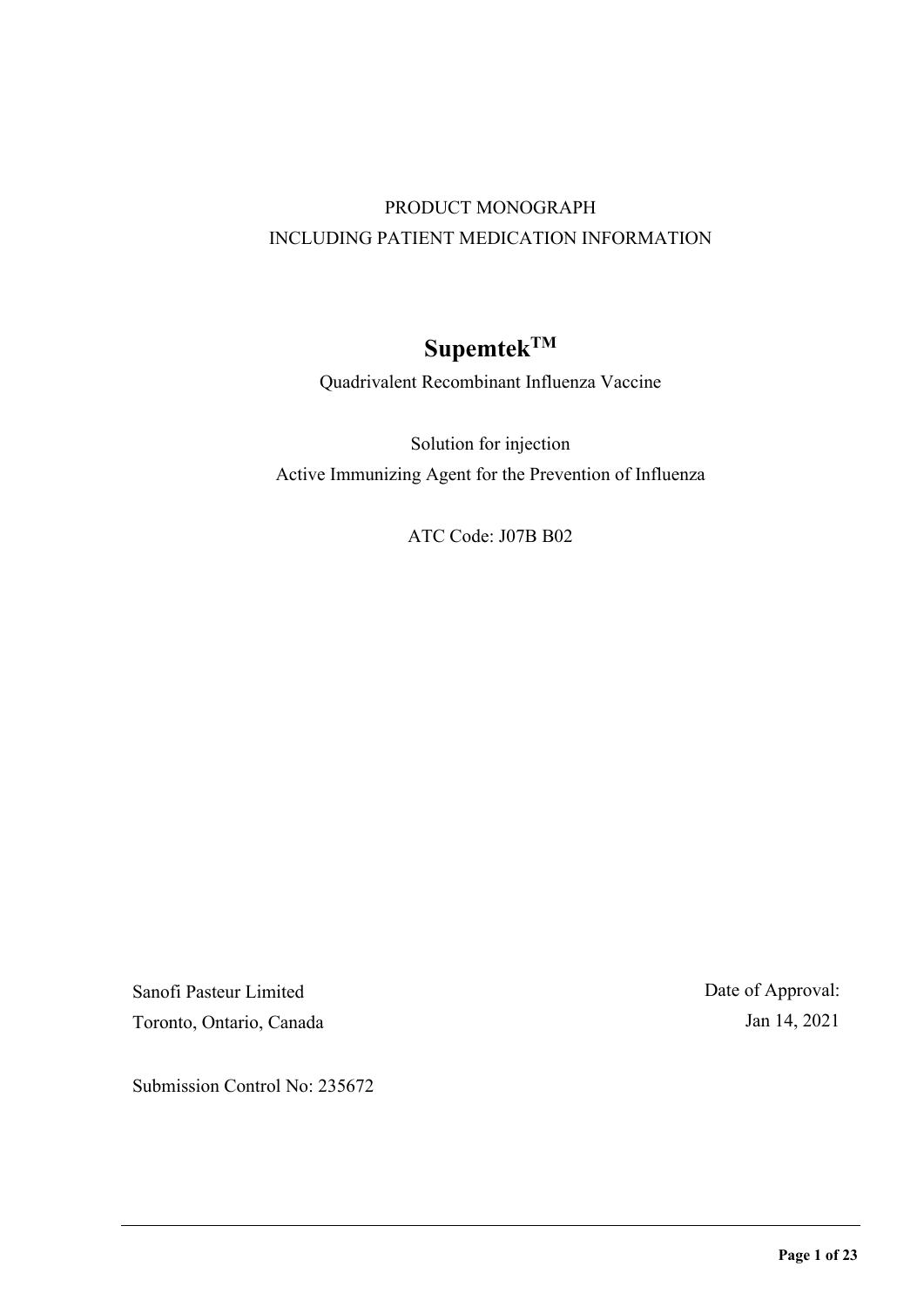PRODUCT MONOGRAPH

INCLUDING PATIENT MEDICATION INFORMATION

# Supemtek™

Quadrivalent Recombinant Influenza Vaccine

Solution for injection

Active Immunizing Agent for the Prevention of Influenza

ATC Code: J07B B02

Sanofi Pasteur Limited
Toronto, Ontario, Canada

Date of Approval:
Jan 14, 2021

Submission Control No: 235672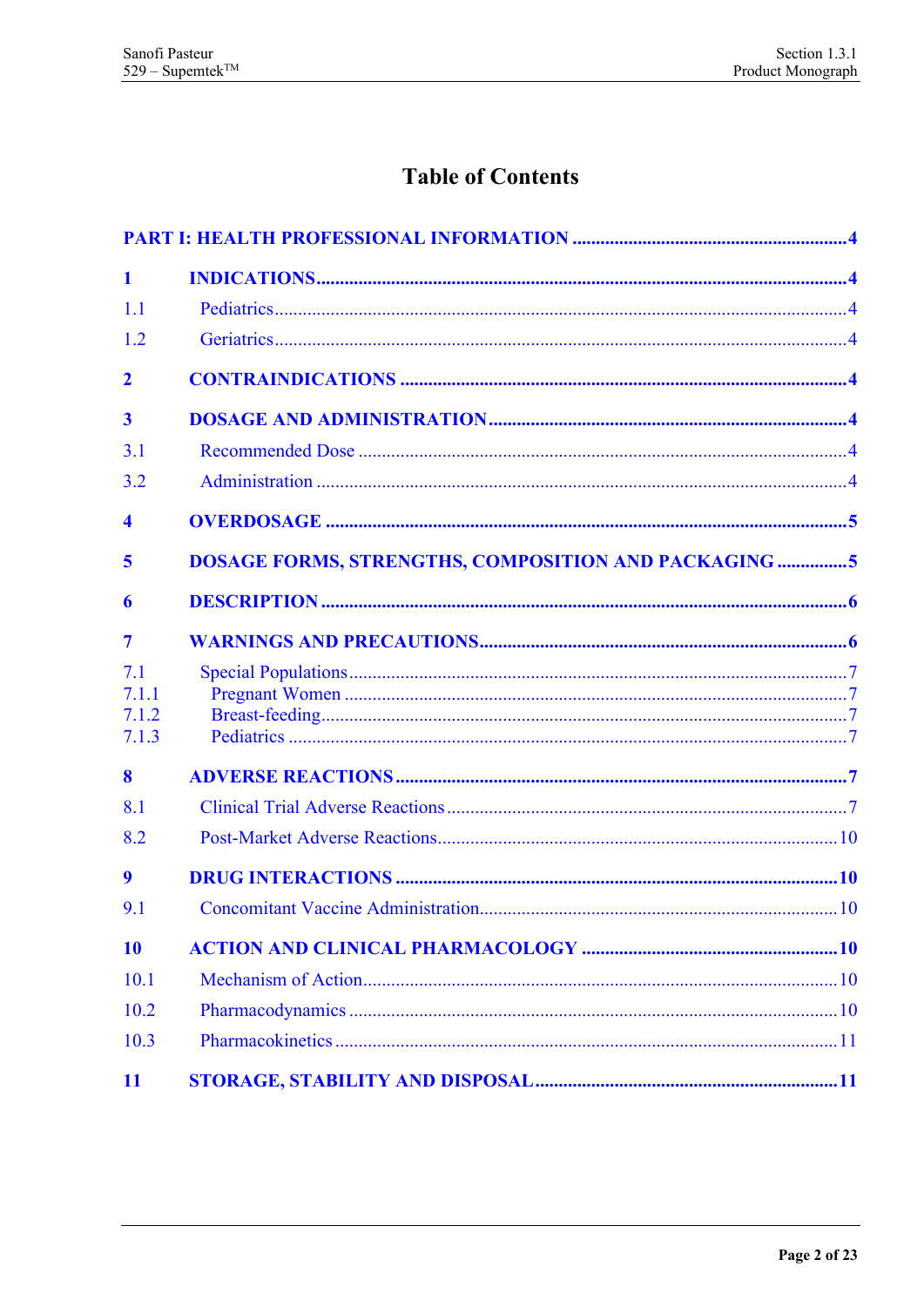# Table of Contents

**PART I: HEALTH PROFESSIONAL INFORMATION ........................................................ 4**

**1 INDICATIONS ........................................................................................................ 4**

1.1 Pediatrics ........................................................................................................ 4

1.2 Geriatrics ........................................................................................................ 4

**2 CONTRAINDICATIONS ........................................................................................ 4**

**3 DOSAGE AND ADMINISTRATION ........................................................................ 4**

3.1 Recommended Dose ........................................................................................ 4

3.2 Administration ................................................................................................ 4

**4 OVERDOSAGE ...................................................................................................... 5**

**5 DOSAGE FORMS, STRENGTHS, COMPOSITION AND PACKAGING ............... 5**

**6 DESCRIPTION ...................................................................................................... 6**

**7 WARNINGS AND PRECAUTIONS ........................................................................ 6**

7.1 Special Populations ........................................................................................ 7

7.1.1 Pregnant Women ........................................................................................ 7

7.1.2 Breast-feeding ............................................................................................ 7

7.1.3 Pediatrics .................................................................................................... 7

**8 ADVERSE REACTIONS ........................................................................................ 7**

8.1 Clinical Trial Adverse Reactions ...................................................................... 7

8.2 Post-Market Adverse Reactions ...................................................................... 10

**9 DRUG INTERACTIONS ........................................................................................ 10**

9.1 Concomitant Vaccine Administration .............................................................. 10

**10 ACTION AND CLINICAL PHARMACOLOGY ...................................................... 10**

10.1 Mechanism of Action .................................................................................... 10

10.2 Pharmacodynamics ...................................................................................... 10

10.3 Pharmacokinetics .......................................................................................... 11

**11 STORAGE, STABILITY AND DISPOSAL .............................................................. 11**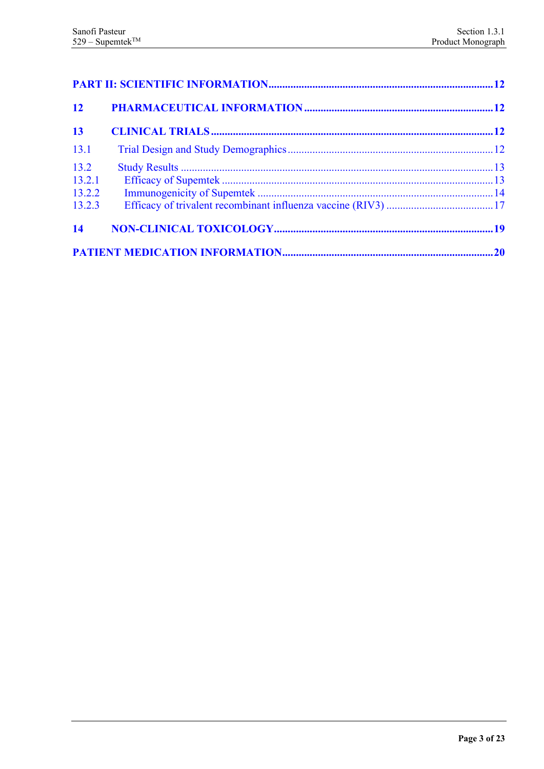**PART II: SCIENTIFIC INFORMATION** ........................................................................................ **12**

**12 PHARMACEUTICAL INFORMATION** ...................................................................................... **12**

**13 CLINICAL TRIALS** ........................................................................................................... **12**

13.1 Trial Design and Study Demographics .......................................................................... 12

13.2 Study Results ................................................................................................................. 13

13.2.1 Efficacy of Supemtek .................................................................................................. 13

13.2.2 Immunogenicity of Supemtek ..................................................................................... 14

13.2.3 Efficacy of trivalent recombinant influenza vaccine (RIV3) ....................................... 17

**14 NON-CLINICAL TOXICOLOGY** ........................................................................................ **19**

**PATIENT MEDICATION INFORMATION** ................................................................................. **20**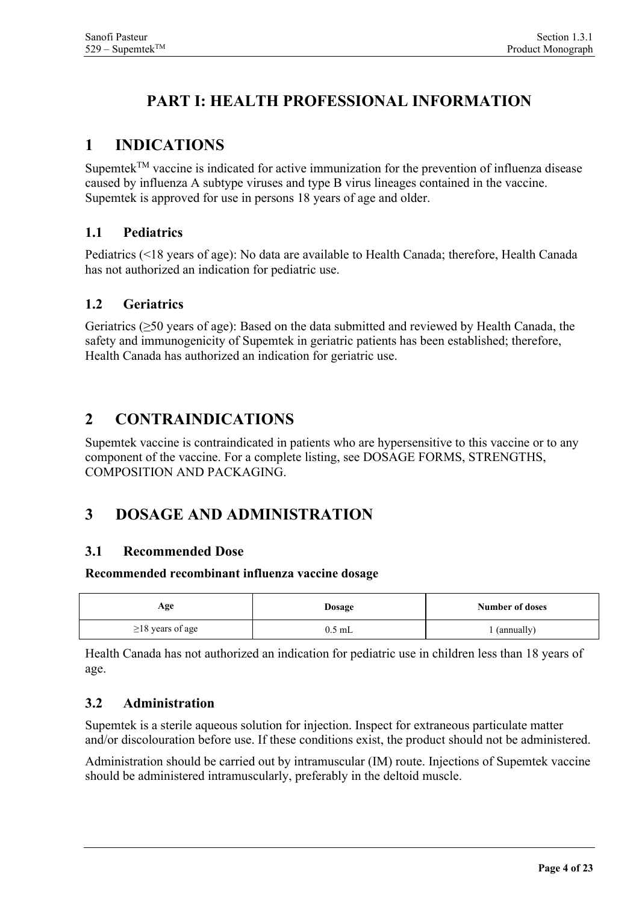# PART I: HEALTH PROFESSIONAL INFORMATION

## 1 INDICATIONS

Supemtek[TM] vaccine is indicated for active immunization for the prevention of influenza disease caused by influenza A subtype viruses and type B virus lineages contained in the vaccine. Supemtek is approved for use in persons 18 years of age and older.

### 1.1 Pediatrics

Pediatrics (<18 years of age): No data are available to Health Canada; therefore, Health Canada has not authorized an indication for pediatric use.

### 1.2 Geriatrics

Geriatrics (≥50 years of age): Based on the data submitted and reviewed by Health Canada, the safety and immunogenicity of Supemtek in geriatric patients has been established; therefore, Health Canada has authorized an indication for geriatric use.

## 2 CONTRAINDICATIONS

Supemtek vaccine is contraindicated in patients who are hypersensitive to this vaccine or to any component of the vaccine. For a complete listing, see DOSAGE FORMS, STRENGTHS, COMPOSITION AND PACKAGING.

## 3 DOSAGE AND ADMINISTRATION

### 3.1 Recommended Dose

**Recommended recombinant influenza vaccine dosage**

| Age | Dosage | Number of doses |
|---|---|---|
| ≥18 years of age | 0.5 mL | 1 (annually) |

Health Canada has not authorized an indication for pediatric use in children less than 18 years of age.

### 3.2 Administration

Supemtek is a sterile aqueous solution for injection. Inspect for extraneous particulate matter and/or discolouration before use. If these conditions exist, the product should not be administered.

Administration should be carried out by intramuscular (IM) route. Injections of Supemtek vaccine should be administered intramuscularly, preferably in the deltoid muscle.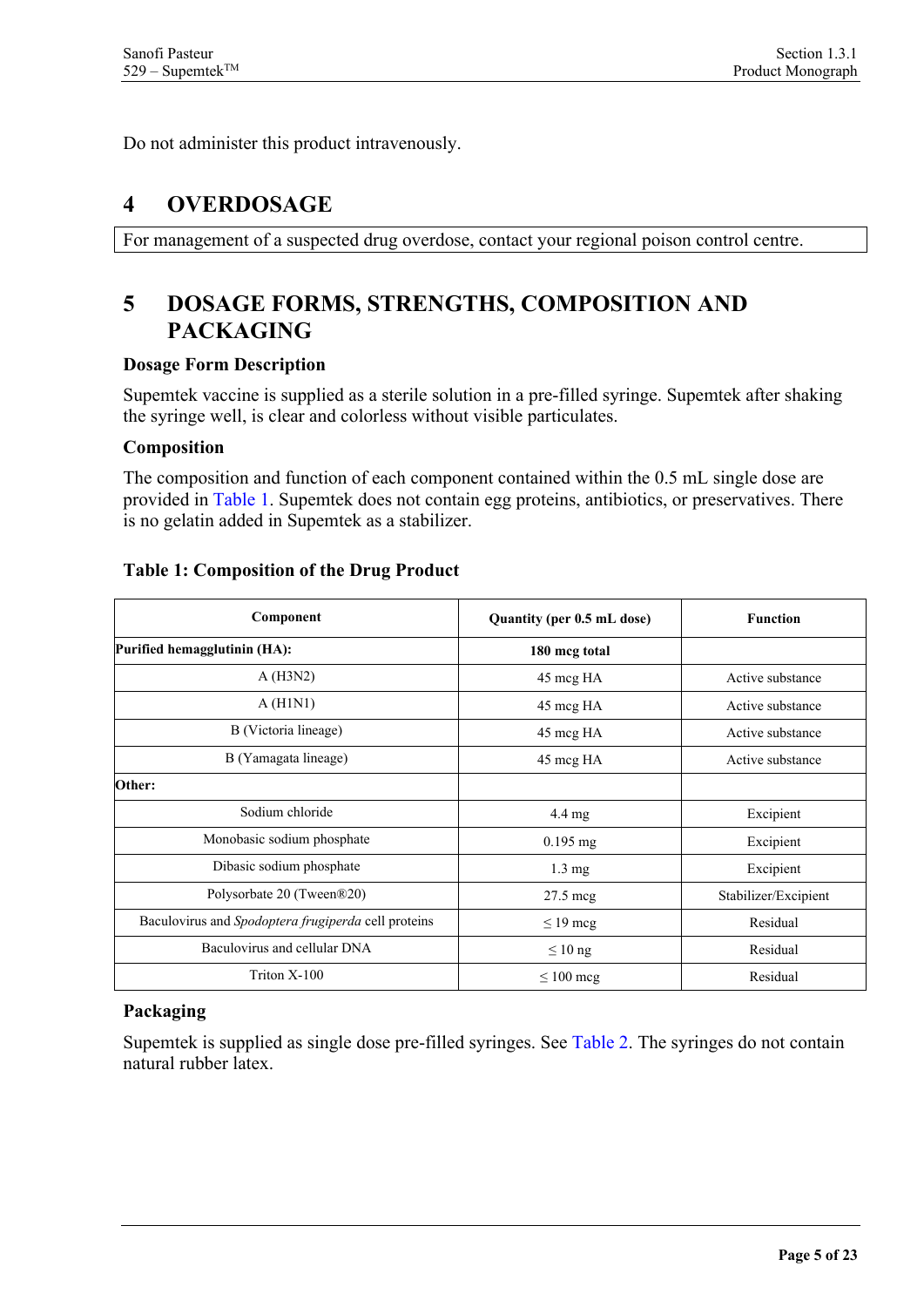Do not administer this product intravenously.

# 4 OVERDOSAGE

For management of a suspected drug overdose, contact your regional poison control centre.

# 5 DOSAGE FORMS, STRENGTHS, COMPOSITION AND PACKAGING

### Dosage Form Description

Supemtek vaccine is supplied as a sterile solution in a pre-filled syringe. Supemtek after shaking the syringe well, is clear and colorless without visible particulates.

### Composition

The composition and function of each component contained within the 0.5 mL single dose are provided in Table 1. Supemtek does not contain egg proteins, antibiotics, or preservatives. There is no gelatin added in Supemtek as a stabilizer.

**Table 1: Composition of the Drug Product**

| Component | Quantity (per 0.5 mL dose) | Function |
|---|---|---|
| **Purified hemagglutinin (HA):** | **180 mcg total** | |
| A (H3N2) | 45 mcg HA | Active substance |
| A (H1N1) | 45 mcg HA | Active substance |
| B (Victoria lineage) | 45 mcg HA | Active substance |
| B (Yamagata lineage) | 45 mcg HA | Active substance |
| **Other:** | | |
| Sodium chloride | 4.4 mg | Excipient |
| Monobasic sodium phosphate | 0.195 mg | Excipient |
| Dibasic sodium phosphate | 1.3 mg | Excipient |
| Polysorbate 20 (Tween®20) | 27.5 mcg | Stabilizer/Excipient |
| Baculovirus and *Spodoptera frugiperda* cell proteins | ≤ 19 mcg | Residual |
| Baculovirus and cellular DNA | ≤ 10 ng | Residual |
| Triton X-100 | ≤ 100 mcg | Residual |

### Packaging

Supemtek is supplied as single dose pre-filled syringes. See Table 2. The syringes do not contain natural rubber latex.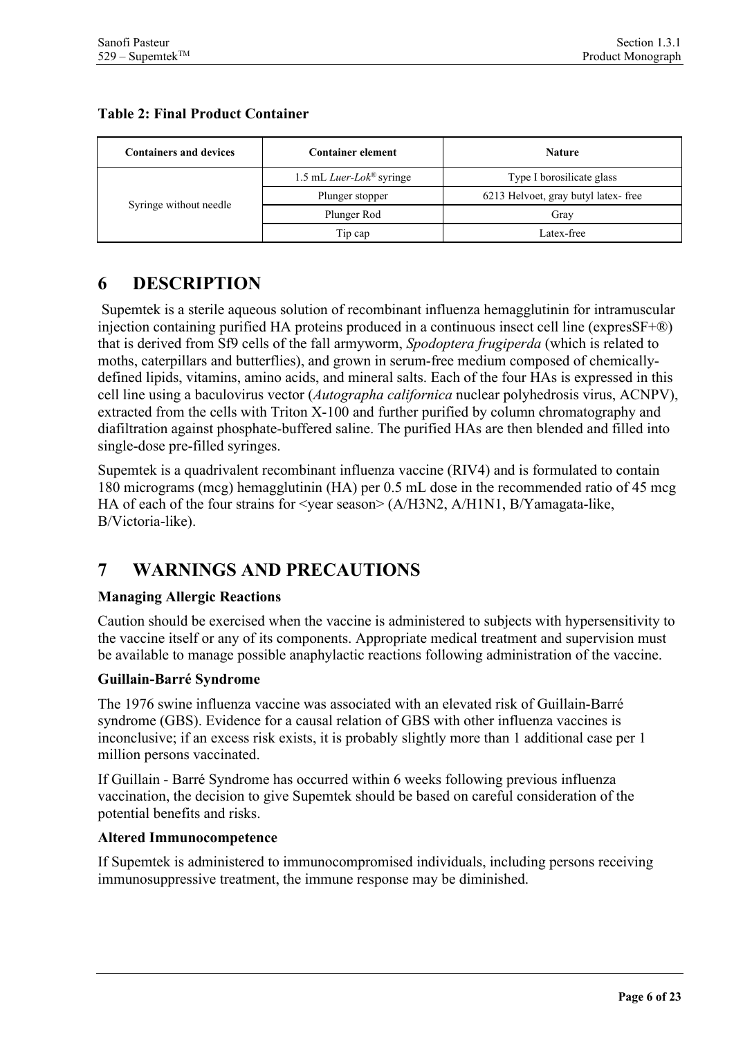**Table 2: Final Product Container**

| Containers and devices | Container element | Nature |
|---|---|---|
| Syringe without needle | 1.5 mL *Luer-Lok*® syringe | Type I borosilicate glass |
| | Plunger stopper | 6213 Helvoet, gray butyl latex- free |
| | Plunger Rod | Gray |
| | Tip cap | Latex-free |

# 6 DESCRIPTION

Supemtek is a sterile aqueous solution of recombinant influenza hemagglutinin for intramuscular injection containing purified HA proteins produced in a continuous insect cell line (expresSF+®) that is derived from Sf9 cells of the fall armyworm, *Spodoptera frugiperda* (which is related to moths, caterpillars and butterflies), and grown in serum-free medium composed of chemically-defined lipids, vitamins, amino acids, and mineral salts. Each of the four HAs is expressed in this cell line using a baculovirus vector (*Autographa californica* nuclear polyhedrosis virus, ACNPV), extracted from the cells with Triton X-100 and further purified by column chromatography and diafiltration against phosphate-buffered saline. The purified HAs are then blended and filled into single-dose pre-filled syringes.

Supemtek is a quadrivalent recombinant influenza vaccine (RIV4) and is formulated to contain 180 micrograms (mcg) hemagglutinin (HA) per 0.5 mL dose in the recommended ratio of 45 mcg HA of each of the four strains for <year season> (A/H3N2, A/H1N1, B/Yamagata-like, B/Victoria-like).

# 7 WARNINGS AND PRECAUTIONS

### Managing Allergic Reactions

Caution should be exercised when the vaccine is administered to subjects with hypersensitivity to the vaccine itself or any of its components. Appropriate medical treatment and supervision must be available to manage possible anaphylactic reactions following administration of the vaccine.

### Guillain-Barré Syndrome

The 1976 swine influenza vaccine was associated with an elevated risk of Guillain-Barré syndrome (GBS). Evidence for a causal relation of GBS with other influenza vaccines is inconclusive; if an excess risk exists, it is probably slightly more than 1 additional case per 1 million persons vaccinated.

If Guillain - Barré Syndrome has occurred within 6 weeks following previous influenza vaccination, the decision to give Supemtek should be based on careful consideration of the potential benefits and risks.

### Altered Immunocompetence

If Supemtek is administered to immunocompromised individuals, including persons receiving immunosuppressive treatment, the immune response may be diminished.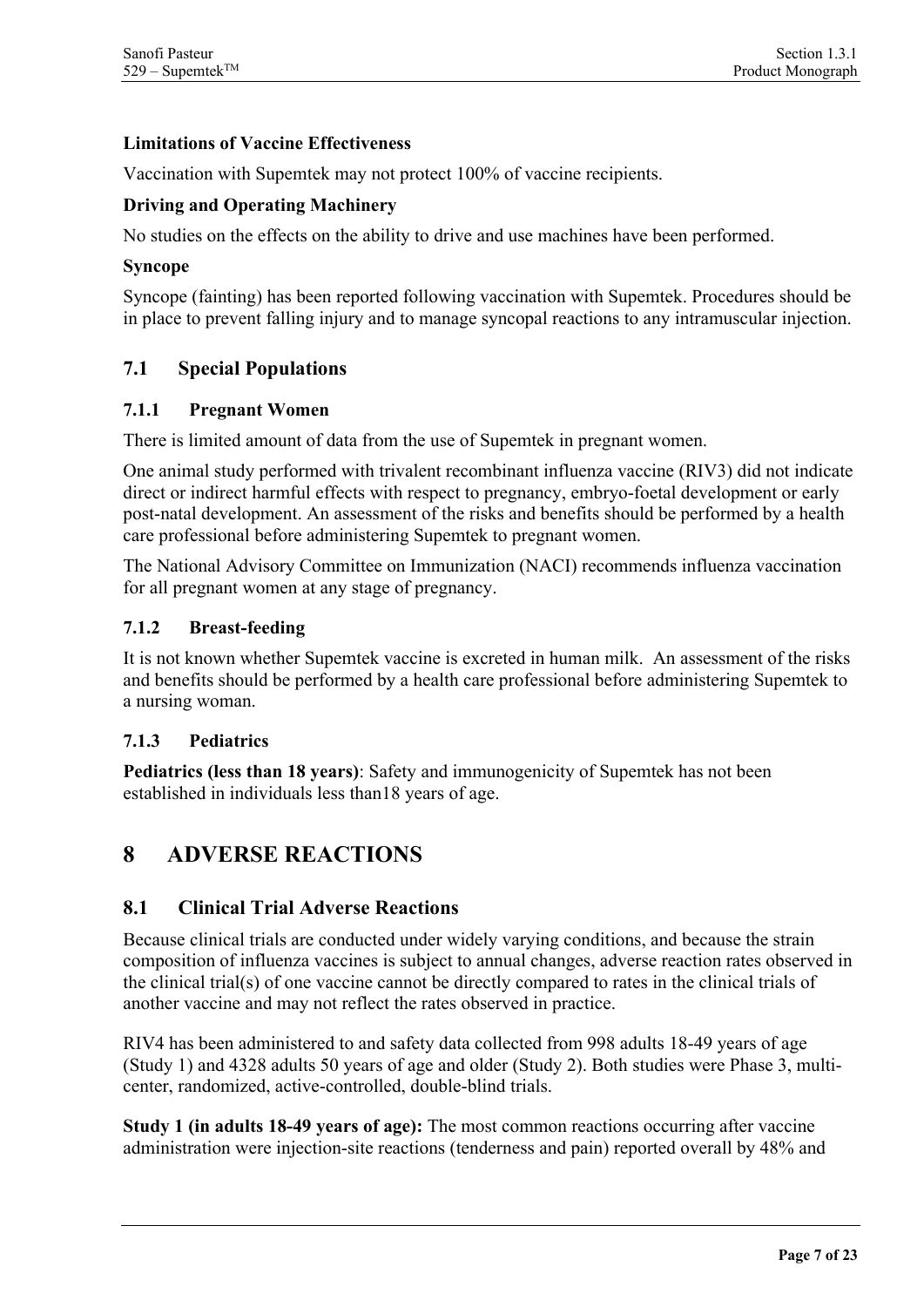**Limitations of Vaccine Effectiveness**

Vaccination with Supemtek may not protect 100% of vaccine recipients.

**Driving and Operating Machinery**

No studies on the effects on the ability to drive and use machines have been performed.

**Syncope**

Syncope (fainting) has been reported following vaccination with Supemtek. Procedures should be in place to prevent falling injury and to manage syncopal reactions to any intramuscular injection.

## 7.1 Special Populations

### 7.1.1 Pregnant Women

There is limited amount of data from the use of Supemtek in pregnant women.

One animal study performed with trivalent recombinant influenza vaccine (RIV3) did not indicate direct or indirect harmful effects with respect to pregnancy, embryo-foetal development or early post-natal development. An assessment of the risks and benefits should be performed by a health care professional before administering Supemtek to pregnant women.

The National Advisory Committee on Immunization (NACI) recommends influenza vaccination for all pregnant women at any stage of pregnancy.

### 7.1.2 Breast-feeding

It is not known whether Supemtek vaccine is excreted in human milk. An assessment of the risks and benefits should be performed by a health care professional before administering Supemtek to a nursing woman.

### 7.1.3 Pediatrics

**Pediatrics (less than 18 years)**: Safety and immunogenicity of Supemtek has not been established in individuals less than18 years of age.

# 8 ADVERSE REACTIONS

## 8.1 Clinical Trial Adverse Reactions

Because clinical trials are conducted under widely varying conditions, and because the strain composition of influenza vaccines is subject to annual changes, adverse reaction rates observed in the clinical trial(s) of one vaccine cannot be directly compared to rates in the clinical trials of another vaccine and may not reflect the rates observed in practice.

RIV4 has been administered to and safety data collected from 998 adults 18-49 years of age (Study 1) and 4328 adults 50 years of age and older (Study 2). Both studies were Phase 3, multi-center, randomized, active-controlled, double-blind trials.

**Study 1 (in adults 18-49 years of age):** The most common reactions occurring after vaccine administration were injection-site reactions (tenderness and pain) reported overall by 48% and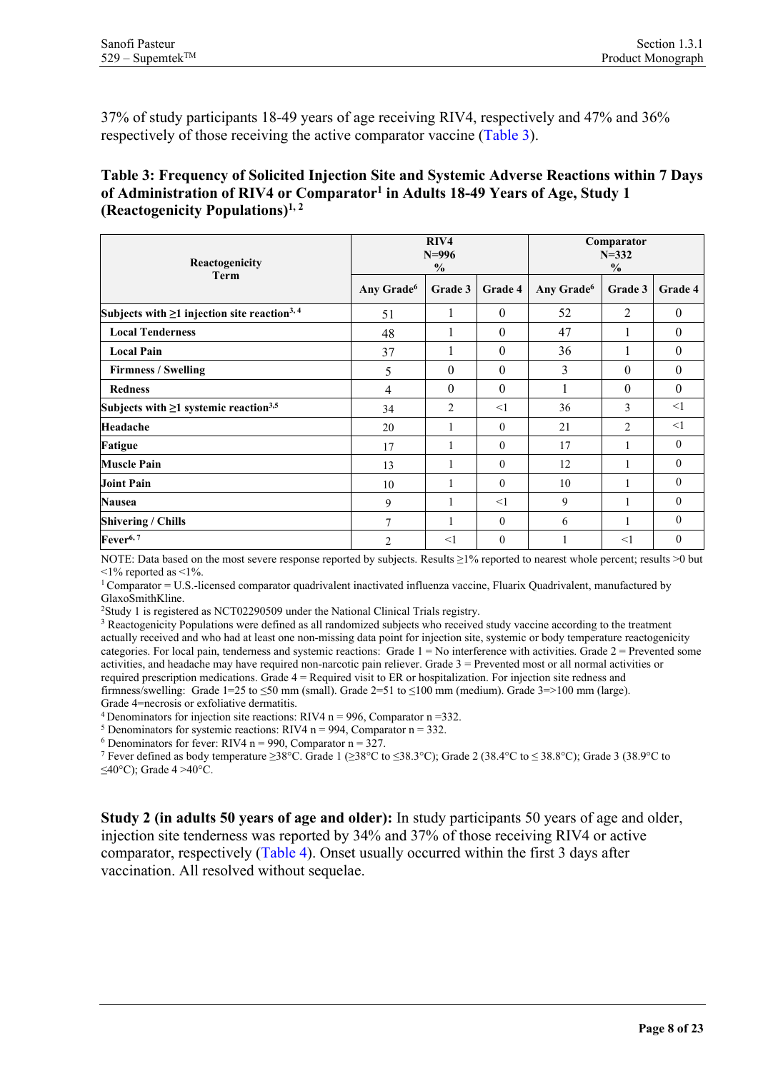37% of study participants 18-49 years of age receiving RIV4, respectively and 47% and 36% respectively of those receiving the active comparator vaccine (Table 3).

**Table 3: Frequency of Solicited Injection Site and Systemic Adverse Reactions within 7 Days of Administration of RIV4 or Comparator[1] in Adults 18-49 Years of Age, Study 1 (Reactogenicity Populations)[1, 2]**

| Reactogenicity Term | RIV4 N=996 % | | | Comparator N=332 % | | |
|---|---|---|---|---|---|---|
| | Any Grade[6] | Grade 3 | Grade 4 | Any Grade[6] | Grade 3 | Grade 4 |
| **Subjects with ≥1 injection site reaction[3, 4]** | 51 | 1 | 0 | 52 | 2 | 0 |
| **Local Tenderness** | 48 | 1 | 0 | 47 | 1 | 0 |
| **Local Pain** | 37 | 1 | 0 | 36 | 1 | 0 |
| **Firmness / Swelling** | 5 | 0 | 0 | 3 | 0 | 0 |
| **Redness** | 4 | 0 | 0 | 1 | 0 | 0 |
| **Subjects with ≥1 systemic reaction[3,5]** | 34 | 2 | <1 | 36 | 3 | <1 |
| **Headache** | 20 | 1 | 0 | 21 | 2 | <1 |
| **Fatigue** | 17 | 1 | 0 | 17 | 1 | 0 |
| **Muscle Pain** | 13 | 1 | 0 | 12 | 1 | 0 |
| **Joint Pain** | 10 | 1 | 0 | 10 | 1 | 0 |
| **Nausea** | 9 | 1 | <1 | 9 | 1 | 0 |
| **Shivering / Chills** | 7 | 1 | 0 | 6 | 1 | 0 |
| **Fever[6, 7]** | 2 | <1 | 0 | 1 | <1 | 0 |

NOTE: Data based on the most severe response reported by subjects. Results ≥1% reported to nearest whole percent; results >0 but <1% reported as <1%.

[1] Comparator = U.S.-licensed comparator quadrivalent inactivated influenza vaccine, Fluarix Quadrivalent, manufactured by GlaxoSmithKline.

[2] Study 1 is registered as NCT02290509 under the National Clinical Trials registry.

[3] Reactogenicity Populations were defined as all randomized subjects who received study vaccine according to the treatment actually received and who had at least one non-missing data point for injection site, systemic or body temperature reactogenicity categories. For local pain, tenderness and systemic reactions: Grade 1 = No interference with activities. Grade 2 = Prevented some activities, and headache may have required non-narcotic pain reliever. Grade 3 = Prevented most or all normal activities or required prescription medications. Grade 4 = Required visit to ER or hospitalization. For injection site redness and firmness/swelling: Grade 1=25 to ≤50 mm (small). Grade 2=51 to ≤100 mm (medium). Grade 3=>100 mm (large). Grade 4=necrosis or exfoliative dermatitis.

[4] Denominators for injection site reactions: RIV4 n = 996, Comparator n =332.

[5] Denominators for systemic reactions: RIV4 n = 994, Comparator n = 332.

[6] Denominators for fever: RIV4 n = 990, Comparator n = 327.

[7] Fever defined as body temperature ≥38°C. Grade 1 (≥38°C to ≤38.3°C); Grade 2 (38.4°C to ≤ 38.8°C); Grade 3 (38.9°C to ≤40°C); Grade 4 >40°C.

**Study 2 (in adults 50 years of age and older):** In study participants 50 years of age and older, injection site tenderness was reported by 34% and 37% of those receiving RIV4 or active comparator, respectively (Table 4). Onset usually occurred within the first 3 days after vaccination. All resolved without sequelae.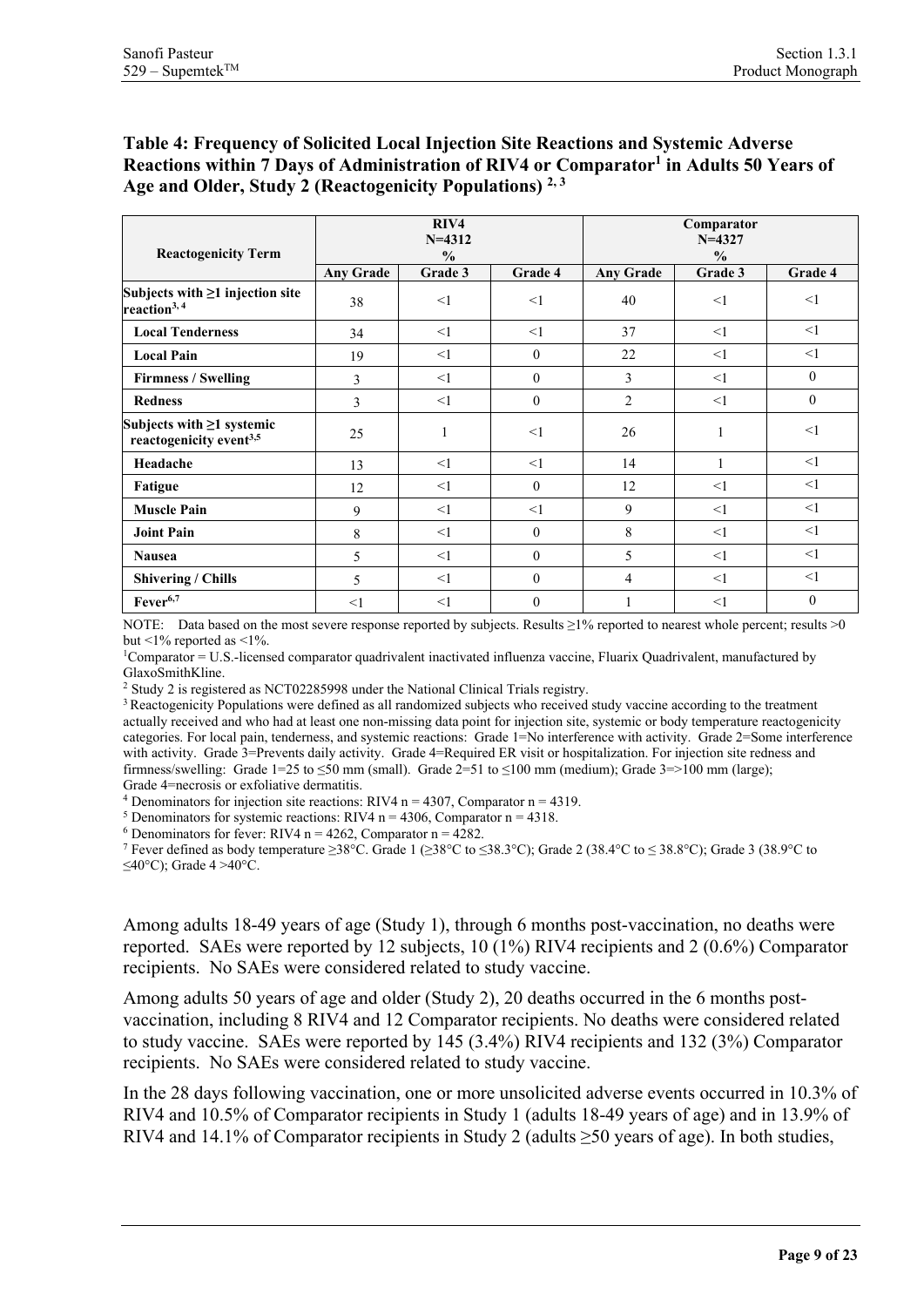**Table 4: Frequency of Solicited Local Injection Site Reactions and Systemic Adverse Reactions within 7 Days of Administration of RIV4 or Comparator[1] in Adults 50 Years of Age and Older, Study 2 (Reactogenicity Populations) [2, 3]**

| Reactogenicity Term | RIV4 N=4312 % | | | Comparator N=4327 % | | |
|---|---|---|---|---|---|---|
| | Any Grade | Grade 3 | Grade 4 | Any Grade | Grade 3 | Grade 4 |
| **Subjects with ≥1 injection site reaction[3, 4]** | 38 | <1 | <1 | 40 | <1 | <1 |
| **Local Tenderness** | 34 | <1 | <1 | 37 | <1 | <1 |
| **Local Pain** | 19 | <1 | 0 | 22 | <1 | <1 |
| **Firmness / Swelling** | 3 | <1 | 0 | 3 | <1 | 0 |
| **Redness** | 3 | <1 | 0 | 2 | <1 | 0 |
| **Subjects with ≥1 systemic reactogenicity event[3,5]** | 25 | 1 | <1 | 26 | 1 | <1 |
| **Headache** | 13 | <1 | <1 | 14 | 1 | <1 |
| **Fatigue** | 12 | <1 | 0 | 12 | <1 | <1 |
| **Muscle Pain** | 9 | <1 | <1 | 9 | <1 | <1 |
| **Joint Pain** | 8 | <1 | 0 | 8 | <1 | <1 |
| **Nausea** | 5 | <1 | 0 | 5 | <1 | <1 |
| **Shivering / Chills** | 5 | <1 | 0 | 4 | <1 | <1 |
| **Fever[6,7]** | <1 | <1 | 0 | 1 | <1 | 0 |

NOTE: Data based on the most severe response reported by subjects. Results ≥1% reported to nearest whole percent; results >0 but <1% reported as <1%.

[1]Comparator = U.S.-licensed comparator quadrivalent inactivated influenza vaccine, Fluarix Quadrivalent, manufactured by GlaxoSmithKline.

[2] Study 2 is registered as NCT02285998 under the National Clinical Trials registry.

[3] Reactogenicity Populations were defined as all randomized subjects who received study vaccine according to the treatment actually received and who had at least one non-missing data point for injection site, systemic or body temperature reactogenicity categories. For local pain, tenderness, and systemic reactions: Grade 1=No interference with activity. Grade 2=Some interference with activity. Grade 3=Prevents daily activity. Grade 4=Required ER visit or hospitalization. For injection site redness and firmness/swelling: Grade 1=25 to ≤50 mm (small). Grade 2=51 to ≤100 mm (medium); Grade 3=>100 mm (large); Grade 4=necrosis or exfoliative dermatitis.

[4] Denominators for injection site reactions: RIV4 n = 4307, Comparator n = 4319.

[5] Denominators for systemic reactions: RIV4 n = 4306, Comparator n = 4318.

[6] Denominators for fever: RIV4 n = 4262, Comparator n = 4282.

[7] Fever defined as body temperature ≥38°C. Grade 1 (≥38°C to ≤38.3°C); Grade 2 (38.4°C to ≤ 38.8°C); Grade 3 (38.9°C to ≤40°C); Grade 4 >40°C.

Among adults 18-49 years of age (Study 1), through 6 months post-vaccination, no deaths were reported. SAEs were reported by 12 subjects, 10 (1%) RIV4 recipients and 2 (0.6%) Comparator recipients. No SAEs were considered related to study vaccine.

Among adults 50 years of age and older (Study 2), 20 deaths occurred in the 6 months post-vaccination, including 8 RIV4 and 12 Comparator recipients. No deaths were considered related to study vaccine. SAEs were reported by 145 (3.4%) RIV4 recipients and 132 (3%) Comparator recipients. No SAEs were considered related to study vaccine.

In the 28 days following vaccination, one or more unsolicited adverse events occurred in 10.3% of RIV4 and 10.5% of Comparator recipients in Study 1 (adults 18-49 years of age) and in 13.9% of RIV4 and 14.1% of Comparator recipients in Study 2 (adults ≥50 years of age). In both studies,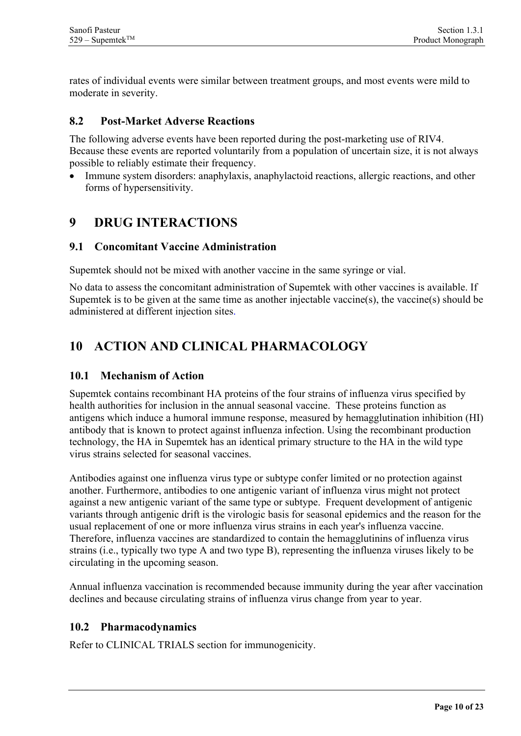rates of individual events were similar between treatment groups, and most events were mild to moderate in severity.

### 8.2 Post-Market Adverse Reactions

The following adverse events have been reported during the post-marketing use of RIV4. Because these events are reported voluntarily from a population of uncertain size, it is not always possible to reliably estimate their frequency.

- Immune system disorders: anaphylaxis, anaphylactoid reactions, allergic reactions, and other forms of hypersensitivity.

## 9 DRUG INTERACTIONS

### 9.1 Concomitant Vaccine Administration

Supemtek should not be mixed with another vaccine in the same syringe or vial.

No data to assess the concomitant administration of Supemtek with other vaccines is available. If Supemtek is to be given at the same time as another injectable vaccine(s), the vaccine(s) should be administered at different injection sites.

## 10 ACTION AND CLINICAL PHARMACOLOGY

### 10.1 Mechanism of Action

Supemtek contains recombinant HA proteins of the four strains of influenza virus specified by health authorities for inclusion in the annual seasonal vaccine. These proteins function as antigens which induce a humoral immune response, measured by hemagglutination inhibition (HI) antibody that is known to protect against influenza infection. Using the recombinant production technology, the HA in Supemtek has an identical primary structure to the HA in the wild type virus strains selected for seasonal vaccines.

Antibodies against one influenza virus type or subtype confer limited or no protection against another. Furthermore, antibodies to one antigenic variant of influenza virus might not protect against a new antigenic variant of the same type or subtype. Frequent development of antigenic variants through antigenic drift is the virologic basis for seasonal epidemics and the reason for the usual replacement of one or more influenza virus strains in each year's influenza vaccine. Therefore, influenza vaccines are standardized to contain the hemagglutinins of influenza virus strains (i.e., typically two type A and two type B), representing the influenza viruses likely to be circulating in the upcoming season.

Annual influenza vaccination is recommended because immunity during the year after vaccination declines and because circulating strains of influenza virus change from year to year.

### 10.2 Pharmacodynamics

Refer to CLINICAL TRIALS section for immunogenicity.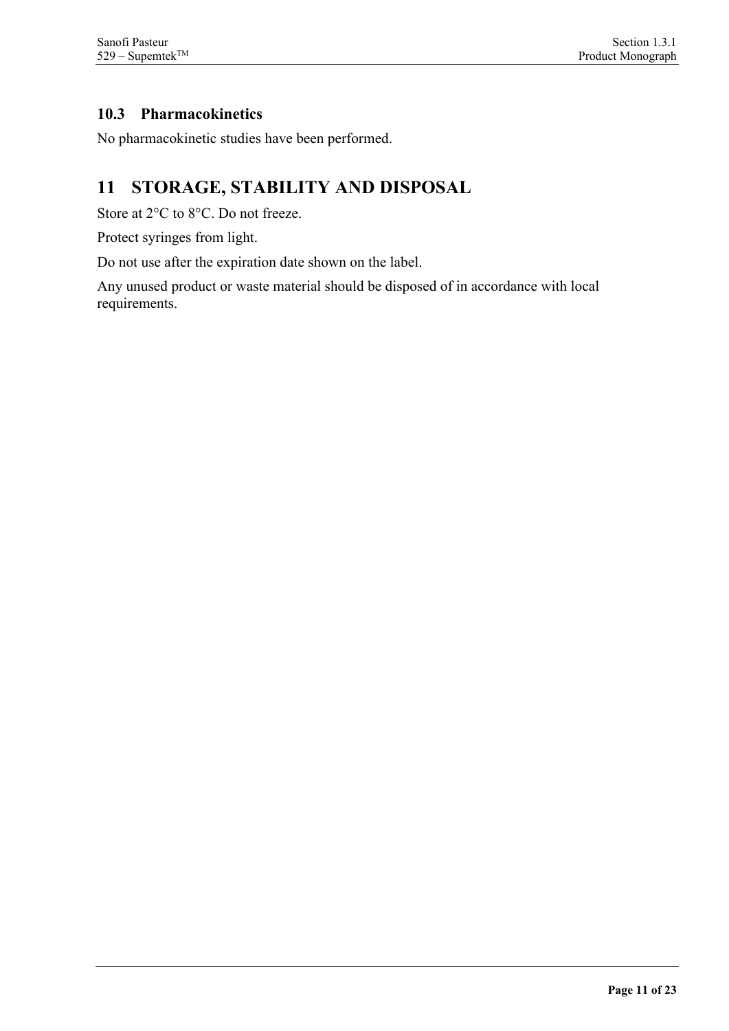### 10.3 Pharmacokinetics

No pharmacokinetic studies have been performed.

## 11 STORAGE, STABILITY AND DISPOSAL

Store at 2°C to 8°C. Do not freeze.

Protect syringes from light.

Do not use after the expiration date shown on the label.

Any unused product or waste material should be disposed of in accordance with local requirements.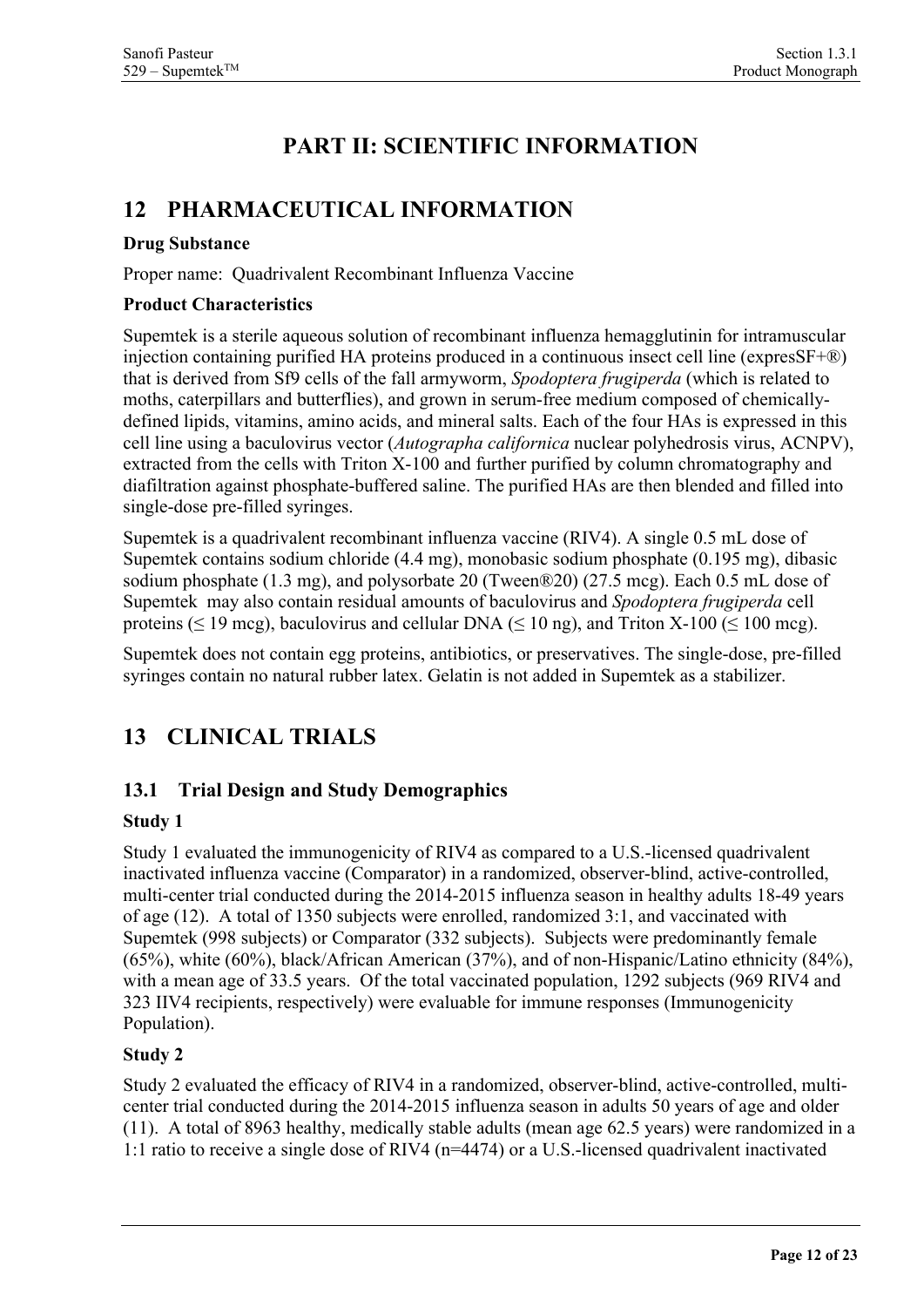# PART II: SCIENTIFIC INFORMATION

## 12 PHARMACEUTICAL INFORMATION

**Drug Substance**

Proper name: Quadrivalent Recombinant Influenza Vaccine

**Product Characteristics**

Supemtek is a sterile aqueous solution of recombinant influenza hemagglutinin for intramuscular injection containing purified HA proteins produced in a continuous insect cell line (expresSF+®) that is derived from Sf9 cells of the fall armyworm, *Spodoptera frugiperda* (which is related to moths, caterpillars and butterflies), and grown in serum-free medium composed of chemically-defined lipids, vitamins, amino acids, and mineral salts. Each of the four HAs is expressed in this cell line using a baculovirus vector (*Autographa californica* nuclear polyhedrosis virus, ACNPV), extracted from the cells with Triton X-100 and further purified by column chromatography and diafiltration against phosphate-buffered saline. The purified HAs are then blended and filled into single-dose pre-filled syringes.

Supemtek is a quadrivalent recombinant influenza vaccine (RIV4). A single 0.5 mL dose of Supemtek contains sodium chloride (4.4 mg), monobasic sodium phosphate (0.195 mg), dibasic sodium phosphate (1.3 mg), and polysorbate 20 (Tween®20) (27.5 mcg). Each 0.5 mL dose of Supemtek may also contain residual amounts of baculovirus and *Spodoptera frugiperda* cell proteins (≤ 19 mcg), baculovirus and cellular DNA (≤ 10 ng), and Triton X-100 (≤ 100 mcg).

Supemtek does not contain egg proteins, antibiotics, or preservatives. The single-dose, pre-filled syringes contain no natural rubber latex. Gelatin is not added in Supemtek as a stabilizer.

## 13 CLINICAL TRIALS

### 13.1 Trial Design and Study Demographics

**Study 1**

Study 1 evaluated the immunogenicity of RIV4 as compared to a U.S.-licensed quadrivalent inactivated influenza vaccine (Comparator) in a randomized, observer-blind, active-controlled, multi-center trial conducted during the 2014-2015 influenza season in healthy adults 18-49 years of age (12). A total of 1350 subjects were enrolled, randomized 3:1, and vaccinated with Supemtek (998 subjects) or Comparator (332 subjects). Subjects were predominantly female (65%), white (60%), black/African American (37%), and of non-Hispanic/Latino ethnicity (84%), with a mean age of 33.5 years. Of the total vaccinated population, 1292 subjects (969 RIV4 and 323 IIV4 recipients, respectively) were evaluable for immune responses (Immunogenicity Population).

**Study 2**

Study 2 evaluated the efficacy of RIV4 in a randomized, observer-blind, active-controlled, multi-center trial conducted during the 2014-2015 influenza season in adults 50 years of age and older (11). A total of 8963 healthy, medically stable adults (mean age 62.5 years) were randomized in a 1:1 ratio to receive a single dose of RIV4 (n=4474) or a U.S.-licensed quadrivalent inactivated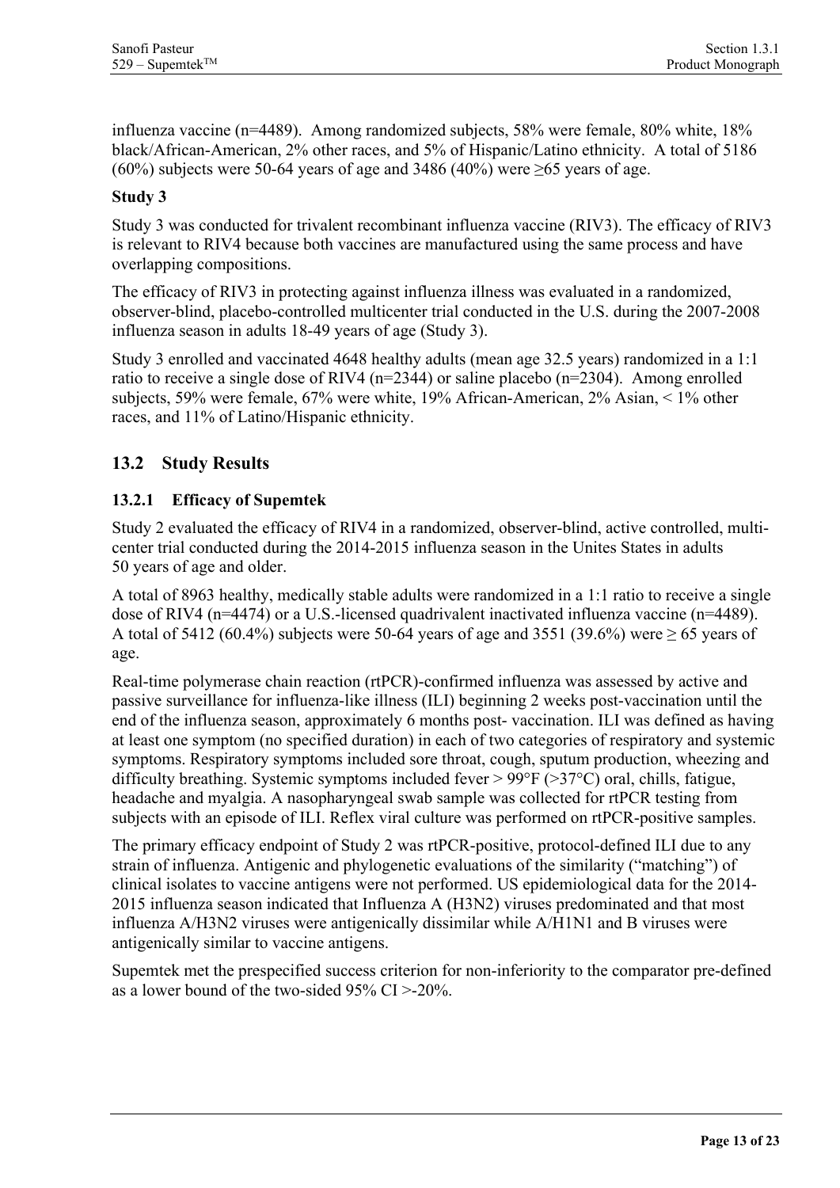influenza vaccine (n=4489). Among randomized subjects, 58% were female, 80% white, 18% black/African-American, 2% other races, and 5% of Hispanic/Latino ethnicity. A total of 5186 (60%) subjects were 50-64 years of age and 3486 (40%) were ≥65 years of age.

### Study 3

Study 3 was conducted for trivalent recombinant influenza vaccine (RIV3). The efficacy of RIV3 is relevant to RIV4 because both vaccines are manufactured using the same process and have overlapping compositions.

The efficacy of RIV3 in protecting against influenza illness was evaluated in a randomized, observer-blind, placebo-controlled multicenter trial conducted in the U.S. during the 2007-2008 influenza season in adults 18-49 years of age (Study 3).

Study 3 enrolled and vaccinated 4648 healthy adults (mean age 32.5 years) randomized in a 1:1 ratio to receive a single dose of RIV4 (n=2344) or saline placebo (n=2304). Among enrolled subjects, 59% were female, 67% were white, 19% African-American, 2% Asian, < 1% other races, and 11% of Latino/Hispanic ethnicity.

## 13.2 Study Results

### 13.2.1 Efficacy of Supemtek

Study 2 evaluated the efficacy of RIV4 in a randomized, observer-blind, active controlled, multi-center trial conducted during the 2014-2015 influenza season in the Unites States in adults 50 years of age and older.

A total of 8963 healthy, medically stable adults were randomized in a 1:1 ratio to receive a single dose of RIV4 (n=4474) or a U.S.-licensed quadrivalent inactivated influenza vaccine (n=4489). A total of 5412 (60.4%) subjects were 50-64 years of age and 3551 (39.6%) were ≥ 65 years of age.

Real-time polymerase chain reaction (rtPCR)-confirmed influenza was assessed by active and passive surveillance for influenza-like illness (ILI) beginning 2 weeks post-vaccination until the end of the influenza season, approximately 6 months post- vaccination. ILI was defined as having at least one symptom (no specified duration) in each of two categories of respiratory and systemic symptoms. Respiratory symptoms included sore throat, cough, sputum production, wheezing and difficulty breathing. Systemic symptoms included fever > 99°F (>37°C) oral, chills, fatigue, headache and myalgia. A nasopharyngeal swab sample was collected for rtPCR testing from subjects with an episode of ILI. Reflex viral culture was performed on rtPCR-positive samples.

The primary efficacy endpoint of Study 2 was rtPCR-positive, protocol-defined ILI due to any strain of influenza. Antigenic and phylogenetic evaluations of the similarity ("matching") of clinical isolates to vaccine antigens were not performed. US epidemiological data for the 2014-2015 influenza season indicated that Influenza A (H3N2) viruses predominated and that most influenza A/H3N2 viruses were antigenically dissimilar while A/H1N1 and B viruses were antigenically similar to vaccine antigens.

Supemtek met the prespecified success criterion for non-inferiority to the comparator pre-defined as a lower bound of the two-sided 95% CI >-20%.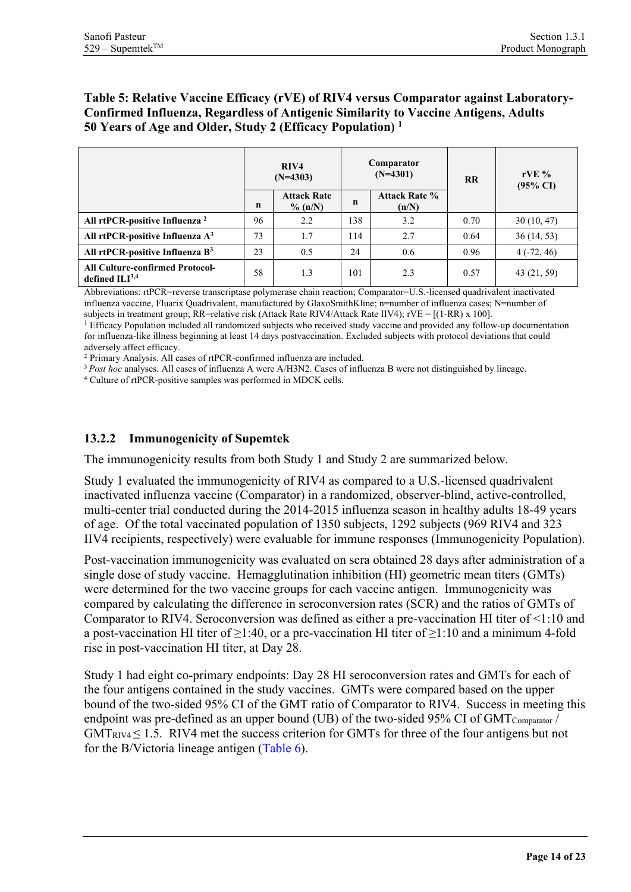**Table 5: Relative Vaccine Efficacy (rVE) of RIV4 versus Comparator against Laboratory-Confirmed Influenza, Regardless of Antigenic Similarity to Vaccine Antigens, Adults 50 Years of Age and Older, Study 2 (Efficacy Population) [1]**

| | RIV4 (N=4303) | | Comparator (N=4301) | | RR | rVE % (95% CI) |
|---|---|---|---|---|---|---|
| | n | Attack Rate % (n/N) | n | Attack Rate % (n/N) | | |
| **All rtPCR-positive Influenza [2]** | 96 | 2.2 | 138 | 3.2 | 0.70 | 30 (10, 47) |
| **All rtPCR-positive Influenza A[3]** | 73 | 1.7 | 114 | 2.7 | 0.64 | 36 (14, 53) |
| **All rtPCR-positive Influenza B[3]** | 23 | 0.5 | 24 | 0.6 | 0.96 | 4 (-72, 46) |
| **All Culture-confirmed Protocol-defined ILI[3,4]** | 58 | 1.3 | 101 | 2.3 | 0.57 | 43 (21, 59) |

Abbreviations: rtPCR=reverse transcriptase polymerase chain reaction; Comparator=U.S.-licensed quadrivalent inactivated influenza vaccine, Fluarix Quadrivalent, manufactured by GlaxoSmithKline; n=number of influenza cases; N=number of subjects in treatment group; RR=relative risk (Attack Rate RIV4/Attack Rate IIV4); rVE = [(1-RR) x 100].

[1] Efficacy Population included all randomized subjects who received study vaccine and provided any follow-up documentation for influenza-like illness beginning at least 14 days postvaccination. Excluded subjects with protocol deviations that could adversely affect efficacy.

[2] Primary Analysis. All cases of rtPCR-confirmed influenza are included.

[3] *Post hoc* analyses. All cases of influenza A were A/H3N2. Cases of influenza B were not distinguished by lineage.

[4] Culture of rtPCR-positive samples was performed in MDCK cells.

### 13.2.2 Immunogenicity of Supemtek

The immunogenicity results from both Study 1 and Study 2 are summarized below.

Study 1 evaluated the immunogenicity of RIV4 as compared to a U.S.-licensed quadrivalent inactivated influenza vaccine (Comparator) in a randomized, observer-blind, active-controlled, multi-center trial conducted during the 2014-2015 influenza season in healthy adults 18-49 years of age. Of the total vaccinated population of 1350 subjects, 1292 subjects (969 RIV4 and 323 IIV4 recipients, respectively) were evaluable for immune responses (Immunogenicity Population).

Post-vaccination immunogenicity was evaluated on sera obtained 28 days after administration of a single dose of study vaccine. Hemagglutination inhibition (HI) geometric mean titers (GMTs) were determined for the two vaccine groups for each vaccine antigen. Immunogenicity was compared by calculating the difference in seroconversion rates (SCR) and the ratios of GMTs of Comparator to RIV4. Seroconversion was defined as either a pre-vaccination HI titer of <1:10 and a post-vaccination HI titer of ≥1:40, or a pre-vaccination HI titer of ≥1:10 and a minimum 4-fold rise in post-vaccination HI titer, at Day 28.

Study 1 had eight co-primary endpoints: Day 28 HI seroconversion rates and GMTs for each of the four antigens contained in the study vaccines. GMTs were compared based on the upper bound of the two-sided 95% CI of the GMT ratio of Comparator to RIV4. Success in meeting this endpoint was pre-defined as an upper bound (UB) of the two-sided 95% CI of $GMT_{Comparator} / GMT_{RIV4} \leq 1.5$. RIV4 met the success criterion for GMTs for three of the four antigens but not for the B/Victoria lineage antigen (Table 6).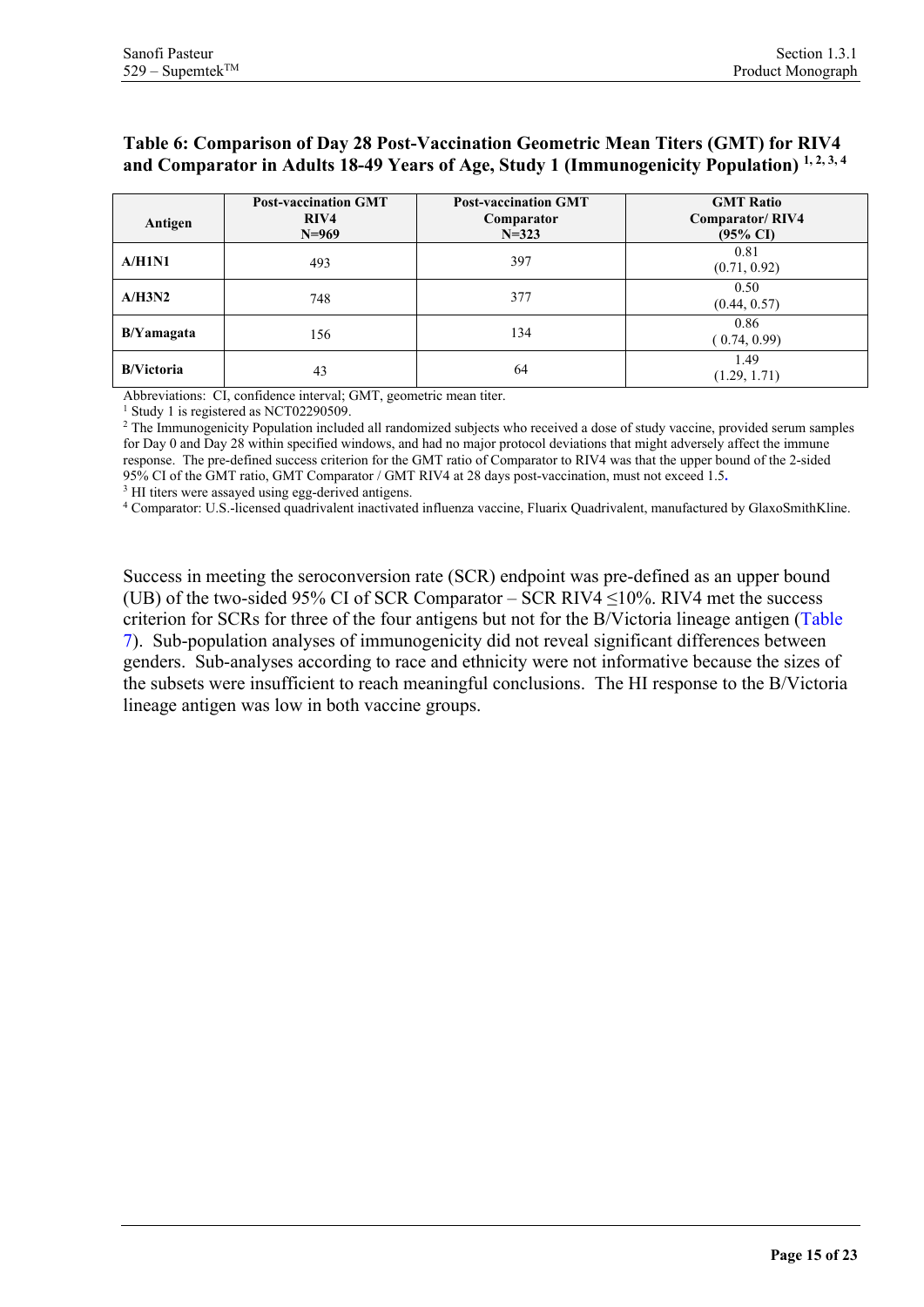**Table 6: Comparison of Day 28 Post-Vaccination Geometric Mean Titers (GMT) for RIV4 and Comparator in Adults 18-49 Years of Age, Study 1 (Immunogenicity Population) [1, 2, 3, 4]**

| Antigen | Post-vaccination GMT RIV4 N=969 | Post-vaccination GMT Comparator N=323 | GMT Ratio Comparator/ RIV4 (95% CI) |
|---|---|---|---|
| **A/H1N1** | 493 | 397 | 0.81 (0.71, 0.92) |
| **A/H3N2** | 748 | 377 | 0.50 (0.44, 0.57) |
| **B/Yamagata** | 156 | 134 | 0.86 ( 0.74, 0.99) |
| **B/Victoria** | 43 | 64 | 1.49 (1.29, 1.71) |

Abbreviations: CI, confidence interval; GMT, geometric mean titer.

[1] Study 1 is registered as NCT02290509.

[2] The Immunogenicity Population included all randomized subjects who received a dose of study vaccine, provided serum samples for Day 0 and Day 28 within specified windows, and had no major protocol deviations that might adversely affect the immune response. The pre-defined success criterion for the GMT ratio of Comparator to RIV4 was that the upper bound of the 2-sided 95% CI of the GMT ratio, GMT Comparator / GMT RIV4 at 28 days post-vaccination, must not exceed 1.5.

[3] HI titers were assayed using egg-derived antigens.

[4] Comparator: U.S.-licensed quadrivalent inactivated influenza vaccine, Fluarix Quadrivalent, manufactured by GlaxoSmithKline.

Success in meeting the seroconversion rate (SCR) endpoint was pre-defined as an upper bound (UB) of the two-sided 95% CI of SCR Comparator – SCR RIV4 ≤10%. RIV4 met the success criterion for SCRs for three of the four antigens but not for the B/Victoria lineage antigen (Table 7). Sub-population analyses of immunogenicity did not reveal significant differences between genders. Sub-analyses according to race and ethnicity were not informative because the sizes of the subsets were insufficient to reach meaningful conclusions. The HI response to the B/Victoria lineage antigen was low in both vaccine groups.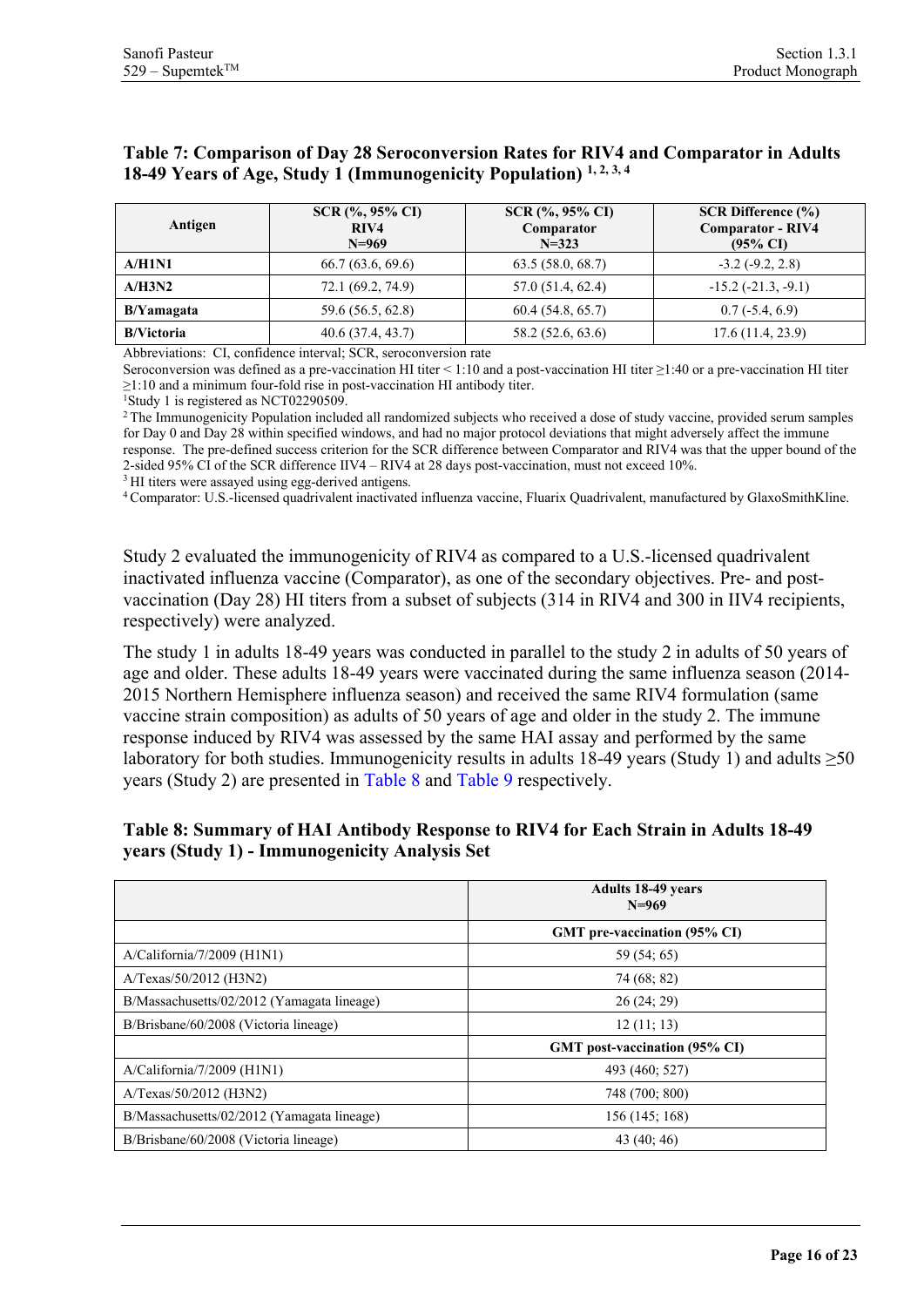**Table 7: Comparison of Day 28 Seroconversion Rates for RIV4 and Comparator in Adults 18-49 Years of Age, Study 1 (Immunogenicity Population) [1, 2, 3, 4]**

| Antigen | SCR (%, 95% CI) RIV4 N=969 | SCR (%, 95% CI) Comparator N=323 | SCR Difference (%) Comparator - RIV4 (95% CI) |
|---|---|---|---|
| **A/H1N1** | 66.7 (63.6, 69.6) | 63.5 (58.0, 68.7) | -3.2 (-9.2, 2.8) |
| **A/H3N2** | 72.1 (69.2, 74.9) | 57.0 (51.4, 62.4) | -15.2 (-21.3, -9.1) |
| **B/Yamagata** | 59.6 (56.5, 62.8) | 60.4 (54.8, 65.7) | 0.7 (-5.4, 6.9) |
| **B/Victoria** | 40.6 (37.4, 43.7) | 58.2 (52.6, 63.6) | 17.6 (11.4, 23.9) |

Abbreviations: CI, confidence interval; SCR, seroconversion rate

Seroconversion was defined as a pre-vaccination HI titer < 1:10 and a post-vaccination HI titer ≥1:40 or a pre-vaccination HI titer ≥1:10 and a minimum four-fold rise in post-vaccination HI antibody titer.

[1]Study 1 is registered as NCT02290509.

[2] The Immunogenicity Population included all randomized subjects who received a dose of study vaccine, provided serum samples for Day 0 and Day 28 within specified windows, and had no major protocol deviations that might adversely affect the immune response. The pre-defined success criterion for the SCR difference between Comparator and RIV4 was that the upper bound of the 2-sided 95% CI of the SCR difference IIV4 – RIV4 at 28 days post-vaccination, must not exceed 10%.

[3] HI titers were assayed using egg-derived antigens.

[4] Comparator: U.S.-licensed quadrivalent inactivated influenza vaccine, Fluarix Quadrivalent, manufactured by GlaxoSmithKline.

Study 2 evaluated the immunogenicity of RIV4 as compared to a U.S.-licensed quadrivalent inactivated influenza vaccine (Comparator), as one of the secondary objectives. Pre- and post-vaccination (Day 28) HI titers from a subset of subjects (314 in RIV4 and 300 in IIV4 recipients, respectively) were analyzed.

The study 1 in adults 18-49 years was conducted in parallel to the study 2 in adults of 50 years of age and older. These adults 18-49 years were vaccinated during the same influenza season (2014-2015 Northern Hemisphere influenza season) and received the same RIV4 formulation (same vaccine strain composition) as adults of 50 years of age and older in the study 2. The immune response induced by RIV4 was assessed by the same HAI assay and performed by the same laboratory for both studies. Immunogenicity results in adults 18-49 years (Study 1) and adults ≥50 years (Study 2) are presented in Table 8 and Table 9 respectively.

**Table 8: Summary of HAI Antibody Response to RIV4 for Each Strain in Adults 18-49 years (Study 1) - Immunogenicity Analysis Set**

| | Adults 18-49 years N=969 |
|---|---|
| | **GMT pre-vaccination (95% CI)** |
| A/California/7/2009 (H1N1) | 59 (54; 65) |
| A/Texas/50/2012 (H3N2) | 74 (68; 82) |
| B/Massachusetts/02/2012 (Yamagata lineage) | 26 (24; 29) |
| B/Brisbane/60/2008 (Victoria lineage) | 12 (11; 13) |
| | **GMT post-vaccination (95% CI)** |
| A/California/7/2009 (H1N1) | 493 (460; 527) |
| A/Texas/50/2012 (H3N2) | 748 (700; 800) |
| B/Massachusetts/02/2012 (Yamagata lineage) | 156 (145; 168) |
| B/Brisbane/60/2008 (Victoria lineage) | 43 (40; 46) |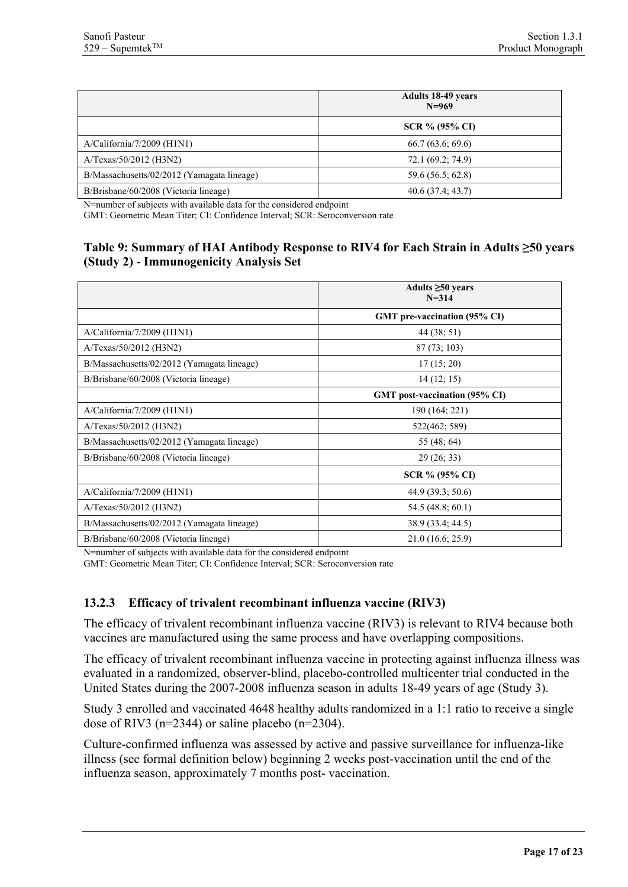| | Adults 18-49 years N=969 |
|---|---|
| | **SCR % (95% CI)** |
| A/California/7/2009 (H1N1) | 66.7 (63.6; 69.6) |
| A/Texas/50/2012 (H3N2) | 72.1 (69.2; 74.9) |
| B/Massachusetts/02/2012 (Yamagata lineage) | 59.6 (56.5; 62.8) |
| B/Brisbane/60/2008 (Victoria lineage) | 40.6 (37.4; 43.7) |

N=number of subjects with available data for the considered endpoint

GMT: Geometric Mean Titer; CI: Confidence Interval; SCR: Seroconversion rate

**Table 9: Summary of HAI Antibody Response to RIV4 for Each Strain in Adults ≥50 years (Study 2) - Immunogenicity Analysis Set**

| | Adults ≥50 years N=314 |
|---|---|
| | **GMT pre-vaccination (95% CI)** |
| A/California/7/2009 (H1N1) | 44 (38; 51) |
| A/Texas/50/2012 (H3N2) | 87 (73; 103) |
| B/Massachusetts/02/2012 (Yamagata lineage) | 17 (15; 20) |
| B/Brisbane/60/2008 (Victoria lineage) | 14 (12; 15) |
| | **GMT post-vaccination (95% CI)** |
| A/California/7/2009 (H1N1) | 190 (164; 221) |
| A/Texas/50/2012 (H3N2) | 522(462; 589) |
| B/Massachusetts/02/2012 (Yamagata lineage) | 55 (48; 64) |
| B/Brisbane/60/2008 (Victoria lineage) | 29 (26; 33) |
| | **SCR % (95% CI)** |
| A/California/7/2009 (H1N1) | 44.9 (39.3; 50.6) |
| A/Texas/50/2012 (H3N2) | 54.5 (48.8; 60.1) |
| B/Massachusetts/02/2012 (Yamagata lineage) | 38.9 (33.4; 44.5) |
| B/Brisbane/60/2008 (Victoria lineage) | 21.0 (16.6; 25.9) |

N=number of subjects with available data for the considered endpoint

GMT: Geometric Mean Titer; CI: Confidence Interval; SCR: Seroconversion rate

### 13.2.3 Efficacy of trivalent recombinant influenza vaccine (RIV3)

The efficacy of trivalent recombinant influenza vaccine (RIV3) is relevant to RIV4 because both vaccines are manufactured using the same process and have overlapping compositions.

The efficacy of trivalent recombinant influenza vaccine in protecting against influenza illness was evaluated in a randomized, observer-blind, placebo-controlled multicenter trial conducted in the United States during the 2007-2008 influenza season in adults 18-49 years of age (Study 3).

Study 3 enrolled and vaccinated 4648 healthy adults randomized in a 1:1 ratio to receive a single dose of RIV3 (n=2344) or saline placebo (n=2304).

Culture-confirmed influenza was assessed by active and passive surveillance for influenza-like illness (see formal definition below) beginning 2 weeks post-vaccination until the end of the influenza season, approximately 7 months post- vaccination.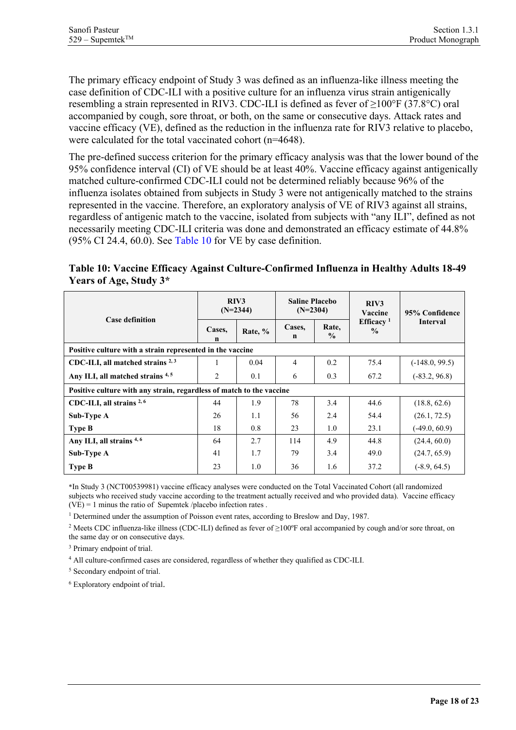The primary efficacy endpoint of Study 3 was defined as an influenza-like illness meeting the case definition of CDC-ILI with a positive culture for an influenza virus strain antigenically resembling a strain represented in RIV3. CDC-ILI is defined as fever of ≥100°F (37.8°C) oral accompanied by cough, sore throat, or both, on the same or consecutive days. Attack rates and vaccine efficacy (VE), defined as the reduction in the influenza rate for RIV3 relative to placebo, were calculated for the total vaccinated cohort (n=4648).

The pre-defined success criterion for the primary efficacy analysis was that the lower bound of the 95% confidence interval (CI) of VE should be at least 40%. Vaccine efficacy against antigenically matched culture-confirmed CDC-ILI could not be determined reliably because 96% of the influenza isolates obtained from subjects in Study 3 were not antigenically matched to the strains represented in the vaccine. Therefore, an exploratory analysis of VE of RIV3 against all strains, regardless of antigenic match to the vaccine, isolated from subjects with "any ILI", defined as not necessarily meeting CDC-ILI criteria was done and demonstrated an efficacy estimate of 44.8% (95% CI 24.4, 60.0). See Table 10 for VE by case definition.

**Table 10: Vaccine Efficacy Against Culture-Confirmed Influenza in Healthy Adults 18-49 Years of Age, Study 3***

| Case definition | RIV3 (N=2344) | | Saline Placebo (N=2304) | | RIV3 Vaccine Efficacy [1] % | 95% Confidence Interval |
|---|---|---|---|---|---|---|
| | Cases, n | Rate, % | Cases, n | Rate, % | | |
| **Positive culture with a strain represented in the vaccine** | | | | | | |
| **CDC-ILI, all matched strains [2,3]** | 1 | 0.04 | 4 | 0.2 | 75.4 | (-148.0, 99.5) |
| **Any ILI, all matched strains [4,5]** | 2 | 0.1 | 6 | 0.3 | 67.2 | (-83.2, 96.8) |
| **Positive culture with any strain, regardless of match to the vaccine** | | | | | | |
| **CDC-ILI, all strains [2,6]** | 44 | 1.9 | 78 | 3.4 | 44.6 | (18.8, 62.6) |
| **Sub-Type A** | 26 | 1.1 | 56 | 2.4 | 54.4 | (26.1, 72.5) |
| **Type B** | 18 | 0.8 | 23 | 1.0 | 23.1 | (-49.0, 60.9) |
| **Any ILI, all strains [4,6]** | 64 | 2.7 | 114 | 4.9 | 44.8 | (24.4, 60.0) |
| **Sub-Type A** | 41 | 1.7 | 79 | 3.4 | 49.0 | (24.7, 65.9) |
| **Type B** | 23 | 1.0 | 36 | 1.6 | 37.2 | (-8.9, 64.5) |

*In Study 3 (NCT00539981) vaccine efficacy analyses were conducted on the Total Vaccinated Cohort (all randomized subjects who received study vaccine according to the treatment actually received and who provided data). Vaccine efficacy (VE) = 1 minus the ratio of Supemtek /placebo infection rates .

[1] Determined under the assumption of Poisson event rates, according to Breslow and Day, 1987.

[2] Meets CDC influenza-like illness (CDC-ILI) defined as fever of ≥100ºF oral accompanied by cough and/or sore throat, on the same day or on consecutive days.

[3] Primary endpoint of trial.

[4] All culture-confirmed cases are considered, regardless of whether they qualified as CDC-ILI.

[5] Secondary endpoint of trial.

[6] Exploratory endpoint of trial.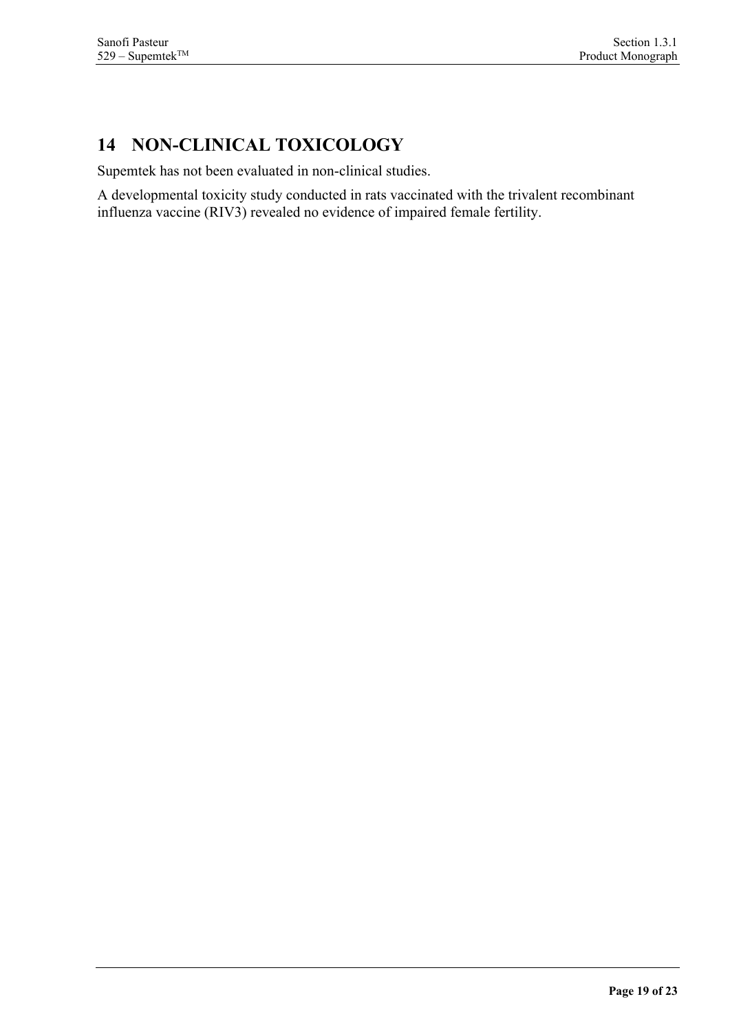# 14 NON-CLINICAL TOXICOLOGY

Supemtek has not been evaluated in non-clinical studies.

A developmental toxicity study conducted in rats vaccinated with the trivalent recombinant influenza vaccine (RIV3) revealed no evidence of impaired female fertility.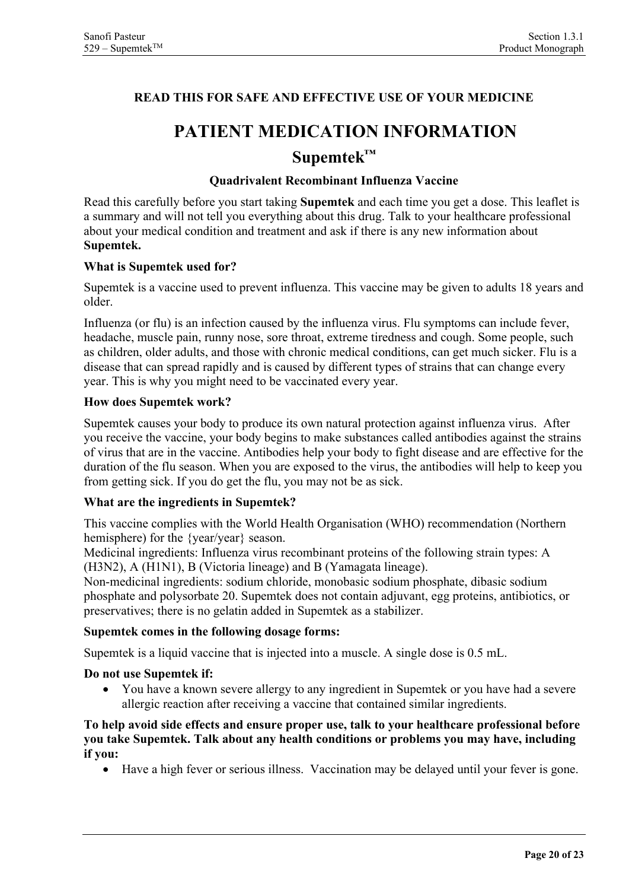**READ THIS FOR SAFE AND EFFECTIVE USE OF YOUR MEDICINE**

# PATIENT MEDICATION INFORMATION

## Supemtek™

### Quadrivalent Recombinant Influenza Vaccine

Read this carefully before you start taking **Supemtek** and each time you get a dose. This leaflet is a summary and will not tell you everything about this drug. Talk to your healthcare professional about your medical condition and treatment and ask if there is any new information about **Supemtek.**

**What is Supemtek used for?**

Supemtek is a vaccine used to prevent influenza. This vaccine may be given to adults 18 years and older.

Influenza (or flu) is an infection caused by the influenza virus. Flu symptoms can include fever, headache, muscle pain, runny nose, sore throat, extreme tiredness and cough. Some people, such as children, older adults, and those with chronic medical conditions, can get much sicker. Flu is a disease that can spread rapidly and is caused by different types of strains that can change every year. This is why you might need to be vaccinated every year.

**How does Supemtek work?**

Supemtek causes your body to produce its own natural protection against influenza virus. After you receive the vaccine, your body begins to make substances called antibodies against the strains of virus that are in the vaccine. Antibodies help your body to fight disease and are effective for the duration of the flu season. When you are exposed to the virus, the antibodies will help to keep you from getting sick. If you do get the flu, you may not be as sick.

**What are the ingredients in Supemtek?**

This vaccine complies with the World Health Organisation (WHO) recommendation (Northern hemisphere) for the {year/year} season.
Medicinal ingredients: Influenza virus recombinant proteins of the following strain types: A (H3N2), A (H1N1), B (Victoria lineage) and B (Yamagata lineage).
Non-medicinal ingredients: sodium chloride, monobasic sodium phosphate, dibasic sodium phosphate and polysorbate 20. Supemtek does not contain adjuvant, egg proteins, antibiotics, or preservatives; there is no gelatin added in Supemtek as a stabilizer.

**Supemtek comes in the following dosage forms:**

Supemtek is a liquid vaccine that is injected into a muscle. A single dose is 0.5 mL.

**Do not use Supemtek if:**

- You have a known severe allergy to any ingredient in Supemtek or you have had a severe allergic reaction after receiving a vaccine that contained similar ingredients.

**To help avoid side effects and ensure proper use, talk to your healthcare professional before you take Supemtek. Talk about any health conditions or problems you may have, including if you:**

- Have a high fever or serious illness. Vaccination may be delayed until your fever is gone.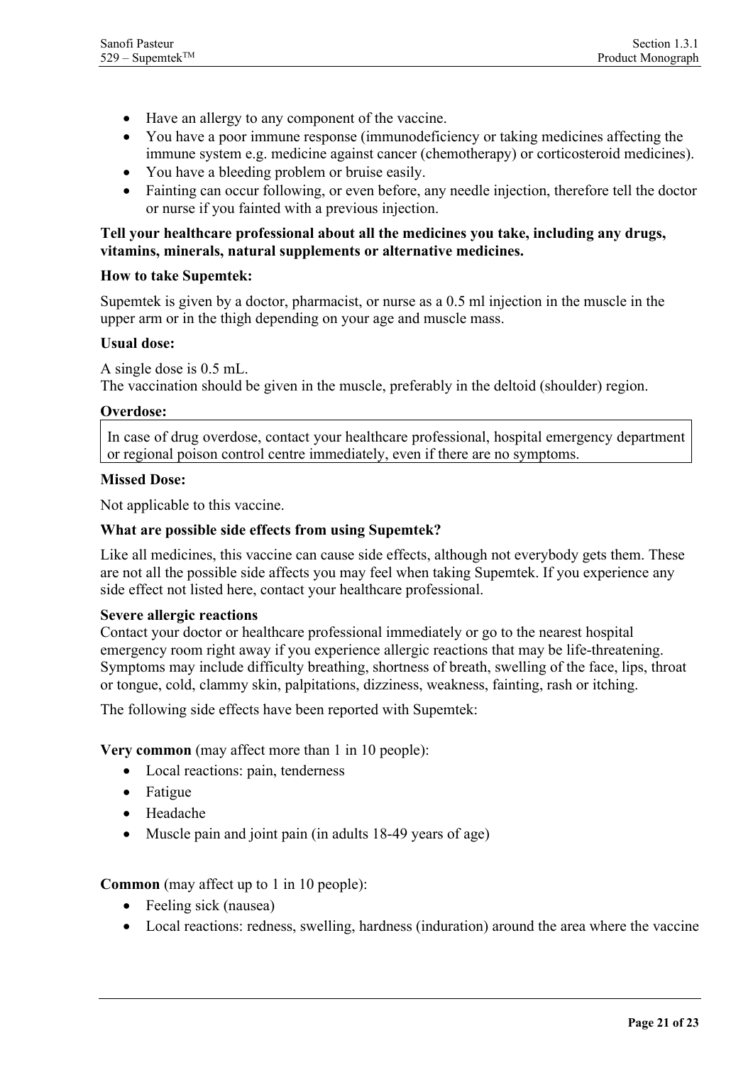- Have an allergy to any component of the vaccine.
- You have a poor immune response (immunodeficiency or taking medicines affecting the immune system e.g. medicine against cancer (chemotherapy) or corticosteroid medicines).
- You have a bleeding problem or bruise easily.
- Fainting can occur following, or even before, any needle injection, therefore tell the doctor or nurse if you fainted with a previous injection.

**Tell your healthcare professional about all the medicines you take, including any drugs, vitamins, minerals, natural supplements or alternative medicines.**

**How to take Supemtek:**

Supemtek is given by a doctor, pharmacist, or nurse as a 0.5 ml injection in the muscle in the upper arm or in the thigh depending on your age and muscle mass.

**Usual dose:**

A single dose is 0.5 mL.
The vaccination should be given in the muscle, preferably in the deltoid (shoulder) region.

**Overdose:**

| In case of drug overdose, contact your healthcare professional, hospital emergency department or regional poison control centre immediately, even if there are no symptoms. |
| --- |

**Missed Dose:**

Not applicable to this vaccine.

**What are possible side effects from using Supemtek?**

Like all medicines, this vaccine can cause side effects, although not everybody gets them. These are not all the possible side affects you may feel when taking Supemtek. If you experience any side effect not listed here, contact your healthcare professional.

**Severe allergic reactions**
Contact your doctor or healthcare professional immediately or go to the nearest hospital emergency room right away if you experience allergic reactions that may be life-threatening. Symptoms may include difficulty breathing, shortness of breath, swelling of the face, lips, throat or tongue, cold, clammy skin, palpitations, dizziness, weakness, fainting, rash or itching.

The following side effects have been reported with Supemtek:

**Very common** (may affect more than 1 in 10 people):

- Local reactions: pain, tenderness
- Fatigue
- Headache
- Muscle pain and joint pain (in adults 18-49 years of age)

**Common** (may affect up to 1 in 10 people):

- Feeling sick (nausea)
- Local reactions: redness, swelling, hardness (induration) around the area where the vaccine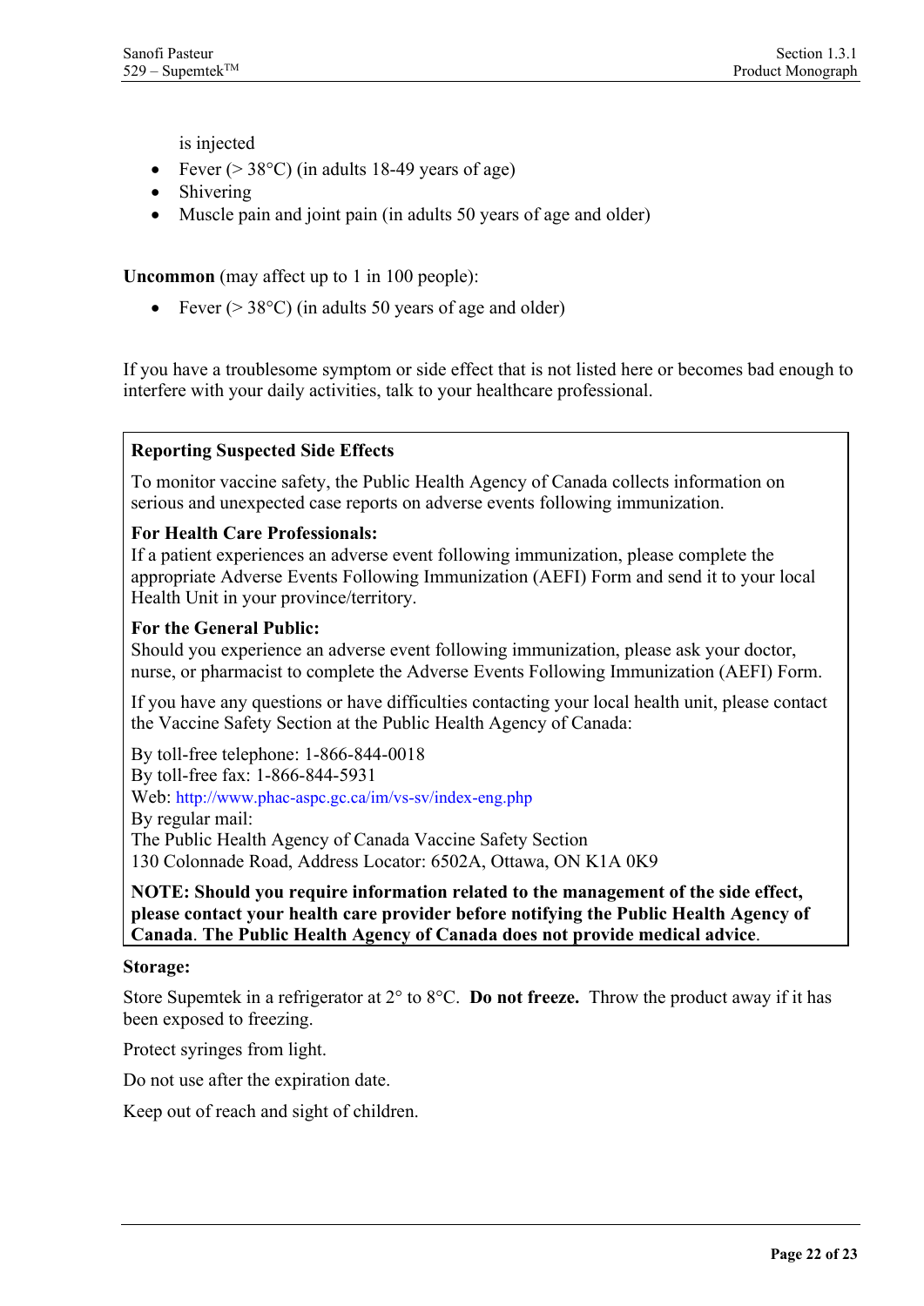is injected

- Fever (> 38°C) (in adults 18-49 years of age)
- Shivering
- Muscle pain and joint pain (in adults 50 years of age and older)

**Uncommon** (may affect up to 1 in 100 people):

- Fever (> 38°C) (in adults 50 years of age and older)

If you have a troublesome symptom or side effect that is not listed here or becomes bad enough to interfere with your daily activities, talk to your healthcare professional.

**Reporting Suspected Side Effects**

To monitor vaccine safety, the Public Health Agency of Canada collects information on serious and unexpected case reports on adverse events following immunization.

**For Health Care Professionals:**
If a patient experiences an adverse event following immunization, please complete the appropriate Adverse Events Following Immunization (AEFI) Form and send it to your local Health Unit in your province/territory.

**For the General Public:**
Should you experience an adverse event following immunization, please ask your doctor, nurse, or pharmacist to complete the Adverse Events Following Immunization (AEFI) Form.

If you have any questions or have difficulties contacting your local health unit, please contact the Vaccine Safety Section at the Public Health Agency of Canada:

By toll-free telephone: 1-866-844-0018
By toll-free fax: 1-866-844-5931
Web: http://www.phac-aspc.gc.ca/im/vs-sv/index-eng.php
By regular mail:
The Public Health Agency of Canada Vaccine Safety Section
130 Colonnade Road, Address Locator: 6502A, Ottawa, ON K1A 0K9

**NOTE: Should you require information related to the management of the side effect, please contact your health care provider before notifying the Public Health Agency of Canada. The Public Health Agency of Canada does not provide medical advice.**

**Storage:**

Store Supemtek in a refrigerator at 2° to 8°C. **Do not freeze.** Throw the product away if it has been exposed to freezing.

Protect syringes from light.

Do not use after the expiration date.

Keep out of reach and sight of children.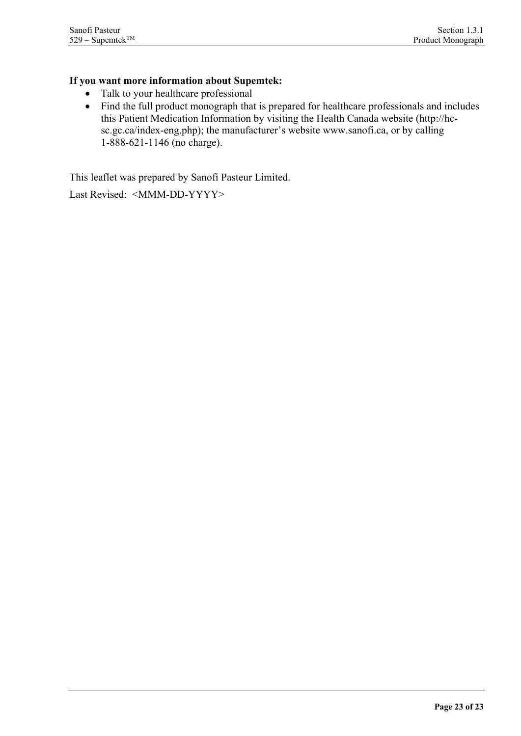**If you want more information about Supemtek:**

- Talk to your healthcare professional
- Find the full product monograph that is prepared for healthcare professionals and includes this Patient Medication Information by visiting the Health Canada website (http://hc-sc.gc.ca/index-eng.php); the manufacturer's website www.sanofi.ca, or by calling 1-888-621-1146 (no charge).

This leaflet was prepared by Sanofi Pasteur Limited.

Last Revised: <MMM-DD-YYYY>